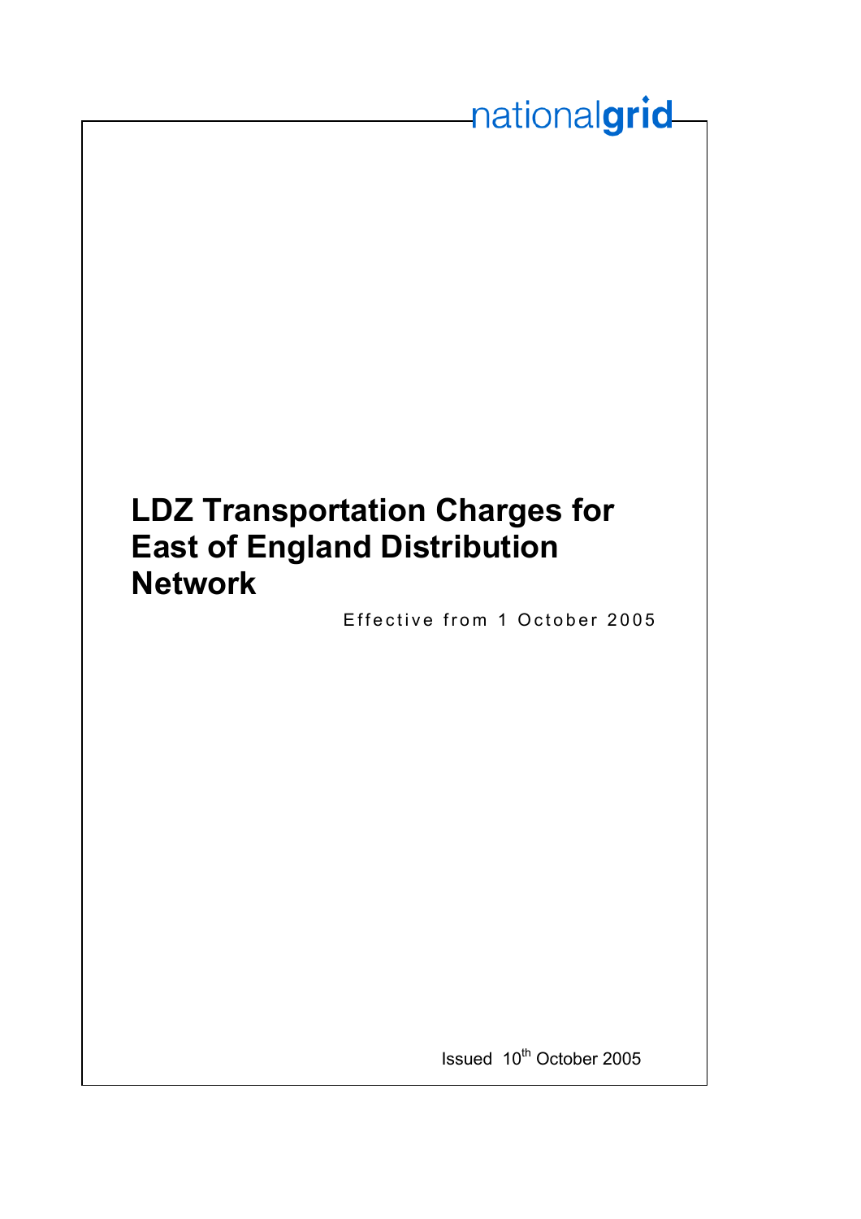nationalgrid

# LDZ Transportation Charges for East of England Distribution Network

Effective from 1 October 2005

Issued 10th October 2005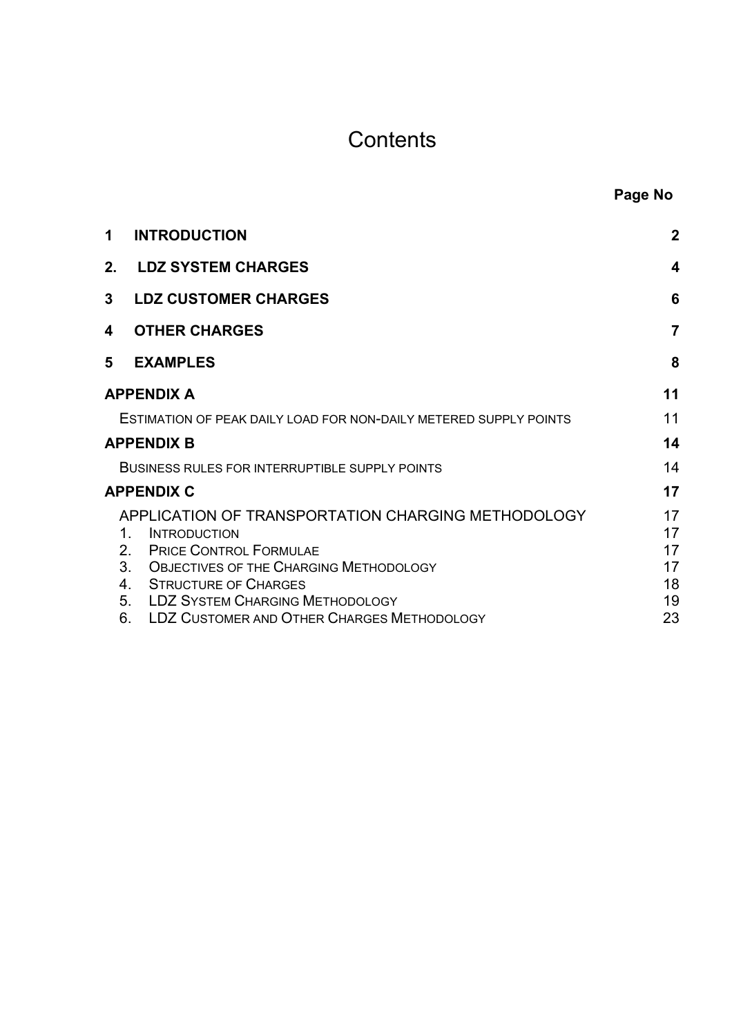# Contents

| | | Page No |
|---|---|---|
| **1** | **INTRODUCTION** | **2** |
| **2.** | **LDZ SYSTEM CHARGES** | **4** |
| **3** | **LDZ CUSTOMER CHARGES** | **6** |
| **4** | **OTHER CHARGES** | **7** |
| **5** | **EXAMPLES** | **8** |
| **APPENDIX A** | | **11** |
| | ESTIMATION OF PEAK DAILY LOAD FOR NON-DAILY METERED SUPPLY POINTS | 11 |
| **APPENDIX B** | | **14** |
| | BUSINESS RULES FOR INTERRUPTIBLE SUPPLY POINTS | 14 |
| **APPENDIX C** | | **17** |
| | APPLICATION OF TRANSPORTATION CHARGING METHODOLOGY | 17 |
| | 1. INTRODUCTION | 17 |
| | 2. PRICE CONTROL FORMULAE | 17 |
| | 3. OBJECTIVES OF THE CHARGING METHODOLOGY | 17 |
| | 4. STRUCTURE OF CHARGES | 18 |
| | 5. LDZ SYSTEM CHARGING METHODOLOGY | 19 |
| | 6. LDZ CUSTOMER AND OTHER CHARGES METHODOLOGY | 23 |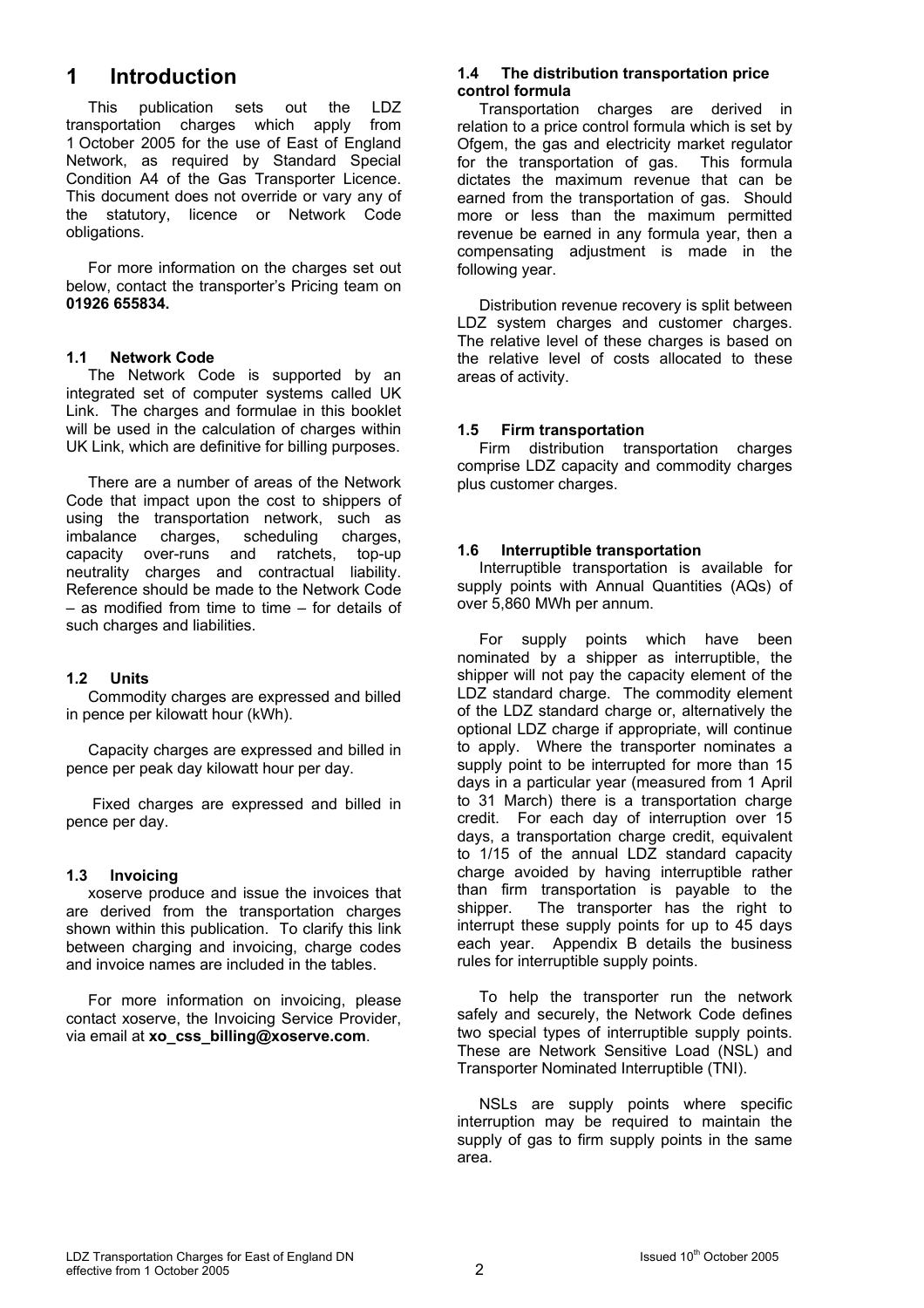# 1 Introduction

This publication sets out the LDZ transportation charges which apply from 1 October 2005 for the use of East of England Network, as required by Standard Special Condition A4 of the Gas Transporter Licence. This document does not override or vary any of the statutory, licence or Network Code obligations.

For more information on the charges set out below, contact the transporter's Pricing team on **01926 655834.**

### 1.1 Network Code

The Network Code is supported by an integrated set of computer systems called UK Link. The charges and formulae in this booklet will be used in the calculation of charges within UK Link, which are definitive for billing purposes.

There are a number of areas of the Network Code that impact upon the cost to shippers of using the transportation network, such as imbalance charges, scheduling charges, capacity over-runs and ratchets, top-up neutrality charges and contractual liability. Reference should be made to the Network Code – as modified from time to time – for details of such charges and liabilities.

### 1.2 Units

Commodity charges are expressed and billed in pence per kilowatt hour (kWh).

Capacity charges are expressed and billed in pence per peak day kilowatt hour per day.

Fixed charges are expressed and billed in pence per day.

### 1.3 Invoicing

xoserve produce and issue the invoices that are derived from the transportation charges shown within this publication. To clarify this link between charging and invoicing, charge codes and invoice names are included in the tables.

For more information on invoicing, please contact xoserve, the Invoicing Service Provider, via email at **xo_css_billing@xoserve.com**.

### 1.4 The distribution transportation price control formula

Transportation charges are derived in relation to a price control formula which is set by Ofgem, the gas and electricity market regulator for the transportation of gas. This formula dictates the maximum revenue that can be earned from the transportation of gas. Should more or less than the maximum permitted revenue be earned in any formula year, then a compensating adjustment is made in the following year.

Distribution revenue recovery is split between LDZ system charges and customer charges. The relative level of these charges is based on the relative level of costs allocated to these areas of activity.

### 1.5 Firm transportation

Firm distribution transportation charges comprise LDZ capacity and commodity charges plus customer charges.

### 1.6 Interruptible transportation

Interruptible transportation is available for supply points with Annual Quantities (AQs) of over 5,860 MWh per annum.

For supply points which have been nominated by a shipper as interruptible, the shipper will not pay the capacity element of the LDZ standard charge. The commodity element of the LDZ standard charge or, alternatively the optional LDZ charge if appropriate, will continue to apply. Where the transporter nominates a supply point to be interrupted for more than 15 days in a particular year (measured from 1 April to 31 March) there is a transportation charge credit. For each day of interruption over 15 days, a transportation charge credit, equivalent to 1/15 of the annual LDZ standard capacity charge avoided by having interruptible rather than firm transportation is payable to the shipper. The transporter has the right to interrupt these supply points for up to 45 days each year. Appendix B details the business rules for interruptible supply points.

To help the transporter run the network safely and securely, the Network Code defines two special types of interruptible supply points. These are Network Sensitive Load (NSL) and Transporter Nominated Interruptible (TNI).

NSLs are supply points where specific interruption may be required to maintain the supply of gas to firm supply points in the same area.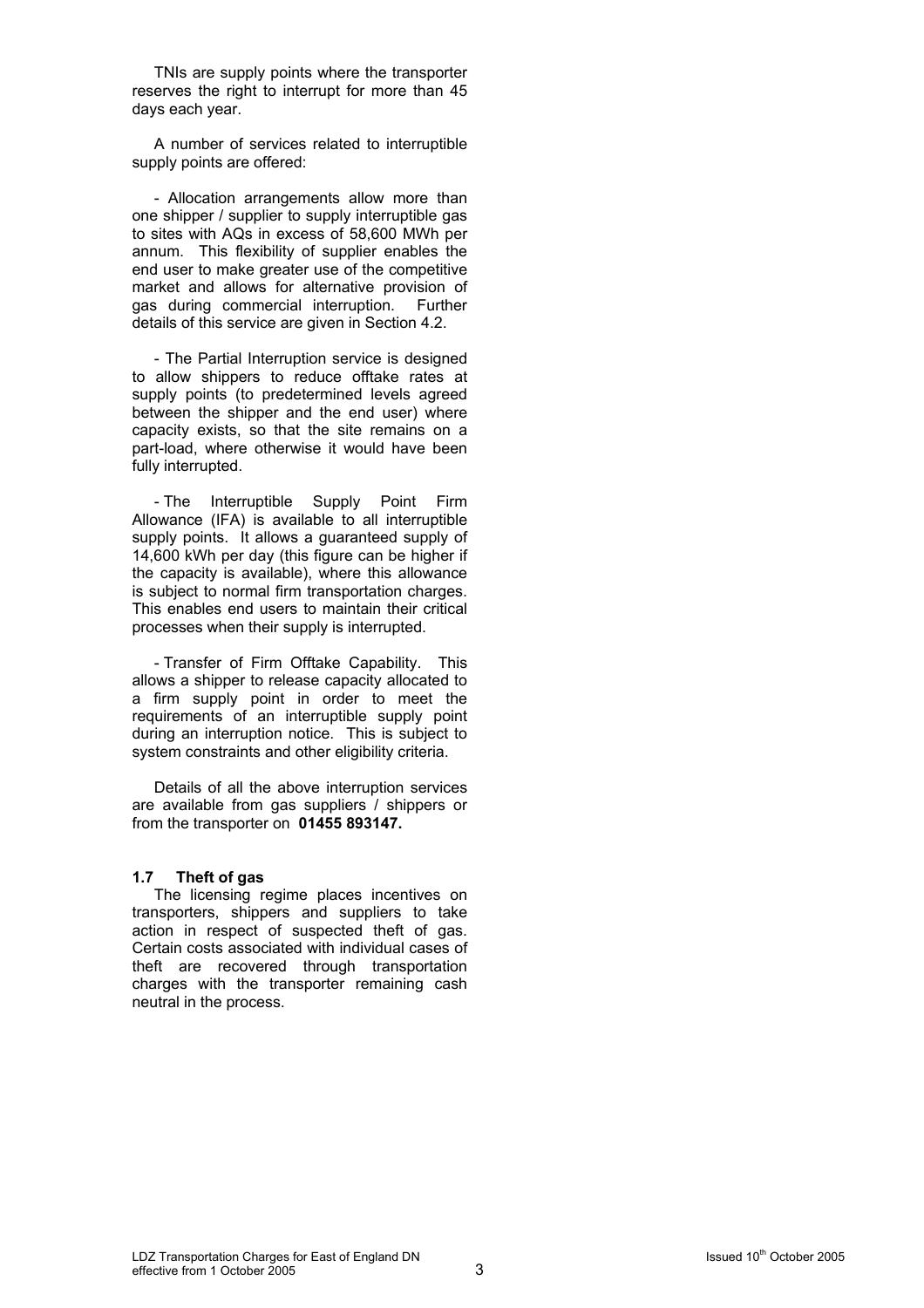TNIs are supply points where the transporter reserves the right to interrupt for more than 45 days each year.

A number of services related to interruptible supply points are offered:

- Allocation arrangements allow more than one shipper / supplier to supply interruptible gas to sites with AQs in excess of 58,600 MWh per annum. This flexibility of supplier enables the end user to make greater use of the competitive market and allows for alternative provision of gas during commercial interruption. Further details of this service are given in Section 4.2.

- The Partial Interruption service is designed to allow shippers to reduce offtake rates at supply points (to predetermined levels agreed between the shipper and the end user) where capacity exists, so that the site remains on a part-load, where otherwise it would have been fully interrupted.

- The Interruptible Supply Point Firm Allowance (IFA) is available to all interruptible supply points. It allows a guaranteed supply of 14,600 kWh per day (this figure can be higher if the capacity is available), where this allowance is subject to normal firm transportation charges. This enables end users to maintain their critical processes when their supply is interrupted.

- Transfer of Firm Offtake Capability. This allows a shipper to release capacity allocated to a firm supply point in order to meet the requirements of an interruptible supply point during an interruption notice. This is subject to system constraints and other eligibility criteria.

Details of all the above interruption services are available from gas suppliers / shippers or from the transporter on **01455 893147.**

### 1.7 Theft of gas

The licensing regime places incentives on transporters, shippers and suppliers to take action in respect of suspected theft of gas. Certain costs associated with individual cases of theft are recovered through transportation charges with the transporter remaining cash neutral in the process.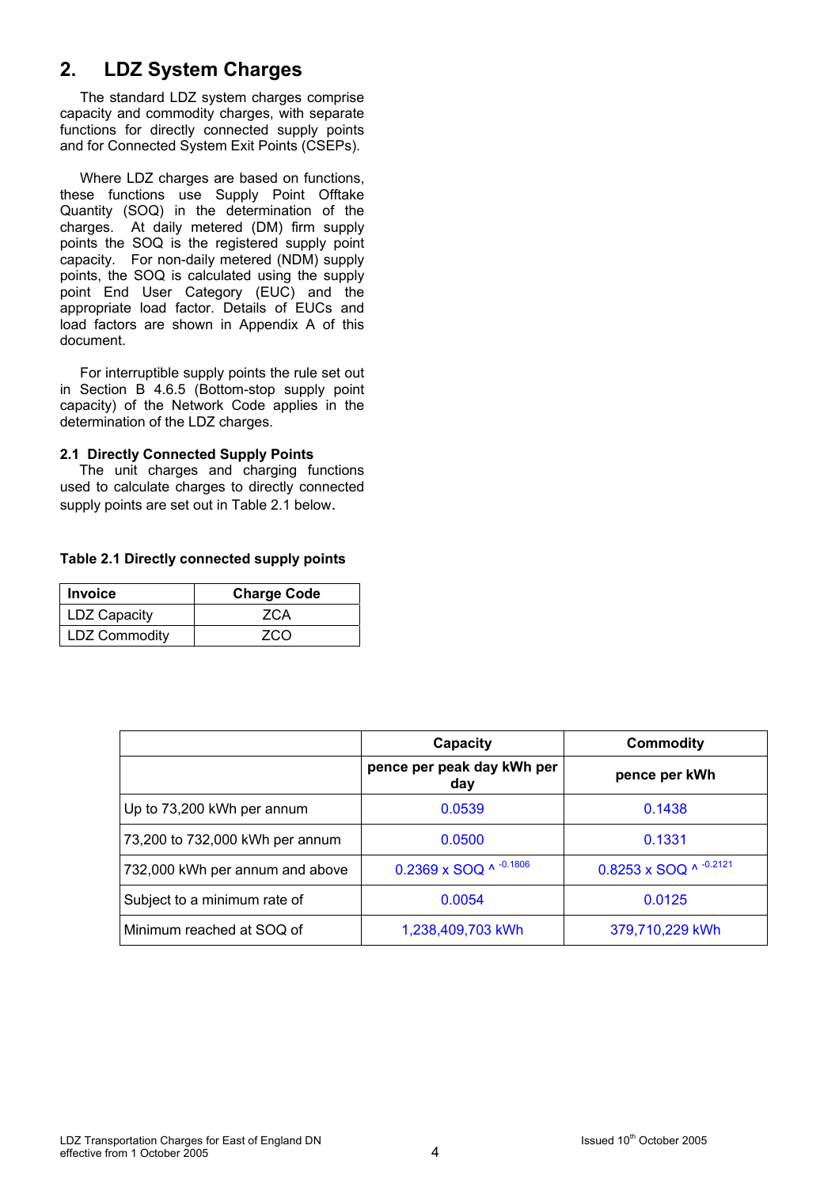## 2. LDZ System Charges

The standard LDZ system charges comprise capacity and commodity charges, with separate functions for directly connected supply points and for Connected System Exit Points (CSEPs).

Where LDZ charges are based on functions, these functions use Supply Point Offtake Quantity (SOQ) in the determination of the charges. At daily metered (DM) firm supply points the SOQ is the registered supply point capacity. For non-daily metered (NDM) supply points, the SOQ is calculated using the supply point End User Category (EUC) and the appropriate load factor. Details of EUCs and load factors are shown in Appendix A of this document.

For interruptible supply points the rule set out in Section B 4.6.5 (Bottom-stop supply point capacity) of the Network Code applies in the determination of the LDZ charges.

### 2.1 Directly Connected Supply Points

The unit charges and charging functions used to calculate charges to directly connected supply points are set out in Table 2.1 below.

**Table 2.1 Directly connected supply points**

| Invoice | Charge Code |
| --- | --- |
| LDZ Capacity | ZCA |
| LDZ Commodity | ZCO |

| | Capacity | Commodity |
| --- | --- | --- |
| | pence per peak day kWh per day | pence per kWh |
| Up to 73,200 kWh per annum | 0.0539 | 0.1438 |
| 73,200 to 732,000 kWh per annum | 0.0500 | 0.1331 |
| 732,000 kWh per annum and above | $0.2369 \times SOQ \wedge^{-0.1806}$ | $0.8253 \times SOQ \wedge^{-0.2121}$ |
| Subject to a minimum rate of | 0.0054 | 0.0125 |
| Minimum reached at SOQ of | 1,238,409,703 kWh | 379,710,229 kWh |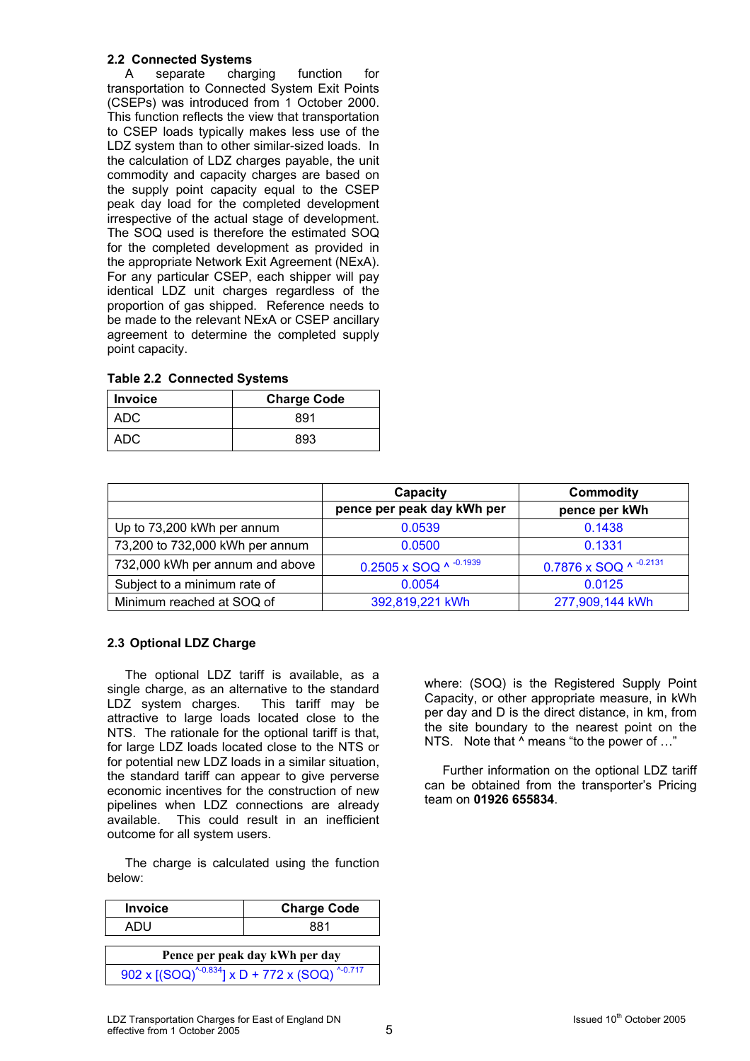### 2.2 Connected Systems

A separate charging function for transportation to Connected System Exit Points (CSEPs) was introduced from 1 October 2000. This function reflects the view that transportation to CSEP loads typically makes less use of the LDZ system than to other similar-sized loads. In the calculation of LDZ charges payable, the unit commodity and capacity charges are based on the supply point capacity equal to the CSEP peak day load for the completed development irrespective of the actual stage of development. The SOQ used is therefore the estimated SOQ for the completed development as provided in the appropriate Network Exit Agreement (NExA). For any particular CSEP, each shipper will pay identical LDZ unit charges regardless of the proportion of gas shipped. Reference needs to be made to the relevant NExA or CSEP ancillary agreement to determine the completed supply point capacity.

**Table 2.2 Connected Systems**

| Invoice | Charge Code |
|---|---|
| ADC | 891 |
| ADC | 893 |

| | Capacity | Commodity |
|---|---|---|
| | pence per peak day kWh per | pence per kWh |
| Up to 73,200 kWh per annum | 0.0539 | 0.1438 |
| 73,200 to 732,000 kWh per annum | 0.0500 | 0.1331 |
| 732,000 kWh per annum and above | $0.2505 \times SOQ$ ^ $^{-0.1939}$ | $0.7876 \times SOQ$ ^ $^{-0.2131}$ |
| Subject to a minimum rate of | 0.0054 | 0.0125 |
| Minimum reached at SOQ of | 392,819,221 kWh | 277,909,144 kWh |

### 2.3 Optional LDZ Charge

The optional LDZ tariff is available, as a single charge, as an alternative to the standard LDZ system charges. This tariff may be attractive to large loads located close to the NTS. The rationale for the optional tariff is that, for large LDZ loads located close to the NTS or for potential new LDZ loads in a similar situation, the standard tariff can appear to give perverse economic incentives for the construction of new pipelines when LDZ connections are already available. This could result in an inefficient outcome for all system users.

The charge is calculated using the function below:

| Invoice | Charge Code |
|---|---|
| ADU | 881 |

| Pence per peak day kWh per day |
|---|
| $902 \times [(SOQ)^{\wedge -0.834}] \times D + 772 \times (SOQ)^{\wedge -0.717}$ |

where: (SOQ) is the Registered Supply Point Capacity, or other appropriate measure, in kWh per day and D is the direct distance, in km, from the site boundary to the nearest point on the NTS. Note that ^ means "to the power of …"

Further information on the optional LDZ tariff can be obtained from the transporter's Pricing team on **01926 655834**.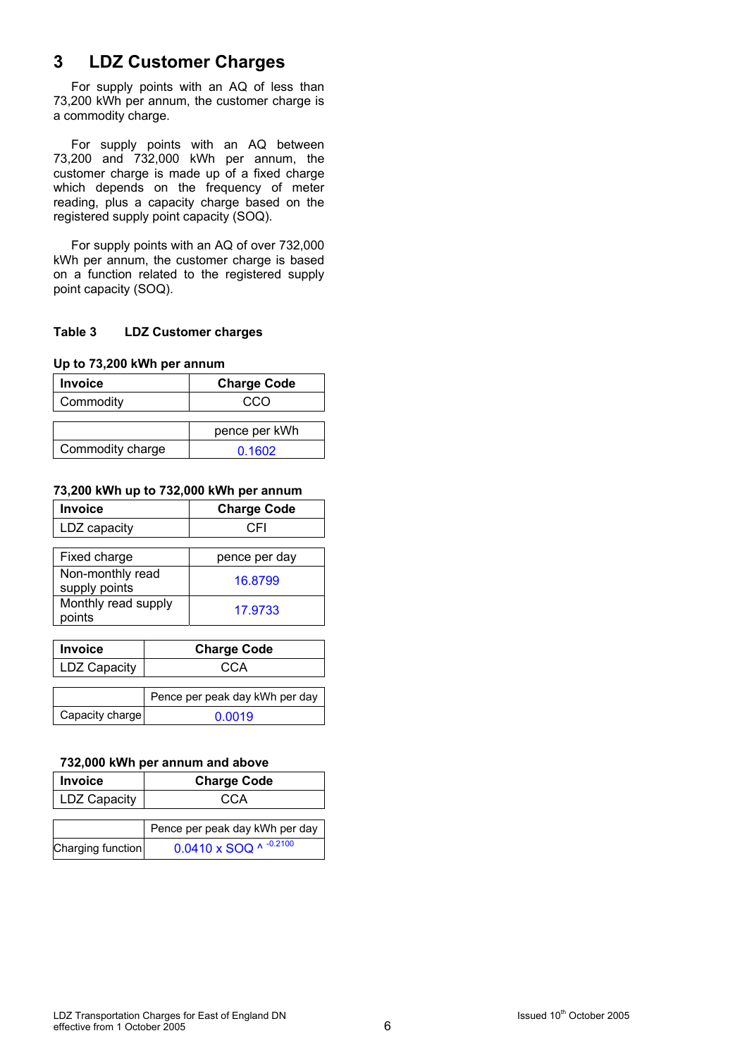# 3 LDZ Customer Charges

For supply points with an AQ of less than 73,200 kWh per annum, the customer charge is a commodity charge.

For supply points with an AQ between 73,200 and 732,000 kWh per annum, the customer charge is made up of a fixed charge which depends on the frequency of meter reading, plus a capacity charge based on the registered supply point capacity (SOQ).

For supply points with an AQ of over 732,000 kWh per annum, the customer charge is based on a function related to the registered supply point capacity (SOQ).

**Table 3 LDZ Customer charges**

**Up to 73,200 kWh per annum**

| Invoice | Charge Code |
|---|---|
| Commodity | CCO |

| | pence per kWh |
|---|---|
| Commodity charge | 0.1602 |

**73,200 kWh up to 732,000 kWh per annum**

| Invoice | Charge Code |
|---|---|
| LDZ capacity | CFI |

| Fixed charge | pence per day |
|---|---|
| Non-monthly read supply points | 16.8799 |
| Monthly read supply points | 17.9733 |

| Invoice | Charge Code |
|---|---|
| LDZ Capacity | CCA |

| | Pence per peak day kWh per day |
|---|---|
| Capacity charge | 0.0019 |

**732,000 kWh per annum and above**

| Invoice | Charge Code |
|---|---|
| LDZ Capacity | CCA |

| | Pence per peak day kWh per day |
|---|---|
| Charging function | $0.0410 \times SOQ ^{-0.2100}$ |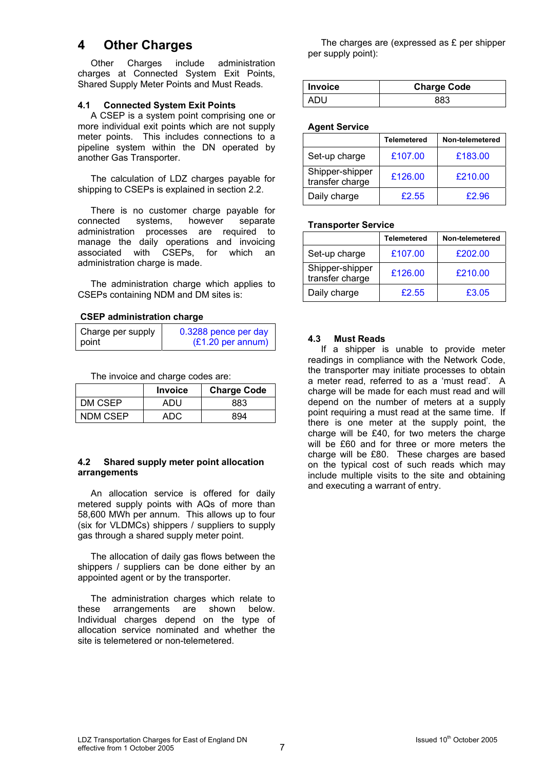# 4 Other Charges

Other Charges include administration charges at Connected System Exit Points, Shared Supply Meter Points and Must Reads.

## 4.1 Connected System Exit Points

A CSEP is a system point comprising one or more individual exit points which are not supply meter points. This includes connections to a pipeline system within the DN operated by another Gas Transporter.

The calculation of LDZ charges payable for shipping to CSEPs is explained in section 2.2.

There is no customer charge payable for connected systems, however separate administration processes are required to manage the daily operations and invoicing associated with CSEPs, for which an administration charge is made.

The administration charge which applies to CSEPs containing NDM and DM sites is:

**CSEP administration charge**

| | |
|---|---|
| Charge per supply point | 0.3288 pence per day (£1.20 per annum) |

The invoice and charge codes are:

| | Invoice | Charge Code |
|---|---|---|
| DM CSEP | ADU | 883 |
| NDM CSEP | ADC | 894 |

## 4.2 Shared supply meter point allocation arrangements

An allocation service is offered for daily metered supply points with AQs of more than 58,600 MWh per annum. This allows up to four (six for VLDMCs) shippers / suppliers to supply gas through a shared supply meter point.

The allocation of daily gas flows between the shippers / suppliers can be done either by an appointed agent or by the transporter.

The administration charges which relate to these arrangements are shown below. Individual charges depend on the type of allocation service nominated and whether the site is telemetered or non-telemetered.

The charges are (expressed as £ per shipper per supply point):

| Invoice | Charge Code |
|---|---|
| ADU | 883 |

**Agent Service**

| | Telemetered | Non-telemetered |
|---|---|---|
| Set-up charge | £107.00 | £183.00 |
| Shipper-shipper transfer charge | £126.00 | £210.00 |
| Daily charge | £2.55 | £2.96 |

**Transporter Service**

| | Telemetered | Non-telemetered |
|---|---|---|
| Set-up charge | £107.00 | £202.00 |
| Shipper-shipper transfer charge | £126.00 | £210.00 |
| Daily charge | £2.55 | £3.05 |

## 4.3 Must Reads

If a shipper is unable to provide meter readings in compliance with the Network Code, the transporter may initiate processes to obtain a meter read, referred to as a 'must read'. A charge will be made for each must read and will depend on the number of meters at a supply point requiring a must read at the same time. If there is one meter at the supply point, the charge will be £40, for two meters the charge will be £60 and for three or more meters the charge will be £80. These charges are based on the typical cost of such reads which may include multiple visits to the site and obtaining and executing a warrant of entry.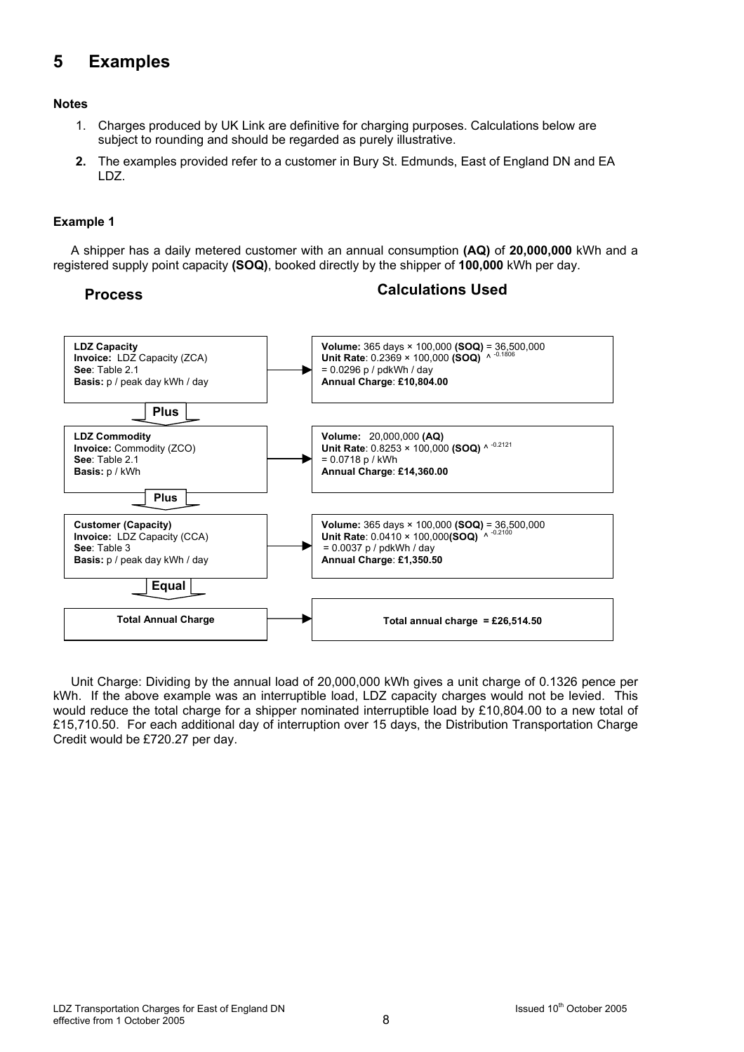# 5 Examples

**Notes**

1. Charges produced by UK Link are definitive for charging purposes. Calculations below are subject to rounding and should be regarded as purely illustrative.
2. The examples provided refer to a customer in Bury St. Edmunds, East of England DN and EA LDZ.

**Example 1**

A shipper has a daily metered customer with an annual consumption **(AQ)** of **20,000,000** kWh and a registered supply point capacity **(SOQ)**, booked directly by the shipper of **100,000** kWh per day.

| Process | Calculations Used |
|---|---|
| **LDZ Capacity**<br>**Invoice:** LDZ Capacity (ZCA)<br>**See**: Table 2.1<br>**Basis:** p / peak day kWh / day | **Volume:** 365 days × 100,000 **(SOQ)** = 36,500,000<br>**Unit Rate**: 0.2369 × 100,000 **(SOQ)** $^{-0.1806}$<br>= 0.0296 p / pdkWh / day<br>**Annual Charge**: **£10,804.00** |
| **Plus** | |
| **LDZ Commodity**<br>**Invoice:** Commodity (ZCO)<br>**See**: Table 2.1<br>**Basis:** p / kWh | **Volume:** 20,000,000 **(AQ)**<br>**Unit Rate**: 0.8253 × 100,000 **(SOQ)** $^{-0.2121}$<br>= 0.0718 p / kWh<br>**Annual Charge**: **£14,360.00** |
| **Plus** | |
| **Customer (Capacity)**<br>**Invoice:** LDZ Capacity (CCA)<br>**See**: Table 3<br>**Basis:** p / peak day kWh / day | **Volume:** 365 days × 100,000 **(SOQ)** = 36,500,000<br>**Unit Rate**: 0.0410 × 100,000**(SOQ)** $^{-0.2100}$<br>= 0.0037 p / pdkWh / day<br>**Annual Charge**: **£1,350.50** |
| **Equal** | |
| **Total Annual Charge** | **Total annual charge = £26,514.50** |

Unit Charge: Dividing by the annual load of 20,000,000 kWh gives a unit charge of 0.1326 pence per kWh. If the above example was an interruptible load, LDZ capacity charges would not be levied. This would reduce the total charge for a shipper nominated interruptible load by £10,804.00 to a new total of £15,710.50. For each additional day of interruption over 15 days, the Distribution Transportation Charge Credit would be £720.27 per day.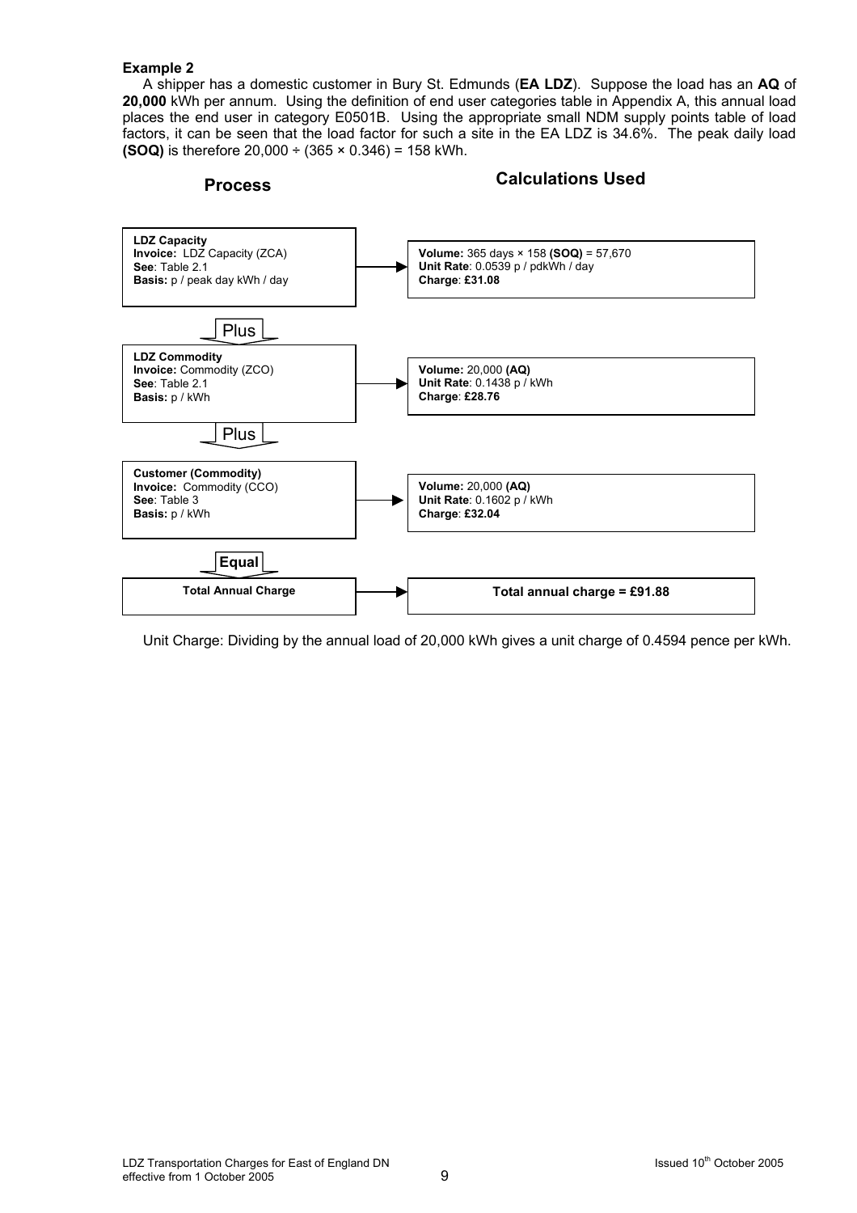**Example 2**

A shipper has a domestic customer in Bury St. Edmunds (**EA LDZ**). Suppose the load has an **AQ** of **20,000** kWh per annum. Using the definition of end user categories table in Appendix A, this annual load places the end user in category E0501B. Using the appropriate small NDM supply points table of load factors, it can be seen that the load factor for such a site in the EA LDZ is 34.6%. The peak daily load **(SOQ)** is therefore 20,000 ÷ (365 × 0.346) = 158 kWh.

| Process | Calculations Used |
|---|---|
| **LDZ Capacity**<br>**Invoice:** LDZ Capacity (ZCA)<br>**See**: Table 2.1<br>**Basis:** p / peak day kWh / day | **Volume:** 365 days × 158 **(SOQ)** = 57,670<br>**Unit Rate**: 0.0539 p / pdkWh / day<br>**Charge**: **£31.08** |
| Plus | |
| **LDZ Commodity**<br>**Invoice:** Commodity (ZCO)<br>**See**: Table 2.1<br>**Basis:** p / kWh | **Volume:** 20,000 **(AQ)**<br>**Unit Rate**: 0.1438 p / kWh<br>**Charge**: **£28.76** |
| Plus | |
| **Customer (Commodity)**<br>**Invoice:** Commodity (CCO)<br>**See**: Table 3<br>**Basis:** p / kWh | **Volume:** 20,000 **(AQ)**<br>**Unit Rate**: 0.1602 p / kWh<br>**Charge**: **£32.04** |
| **Equal** | |
| **Total Annual Charge** | **Total annual charge = £91.88** |

Unit Charge: Dividing by the annual load of 20,000 kWh gives a unit charge of 0.4594 pence per kWh.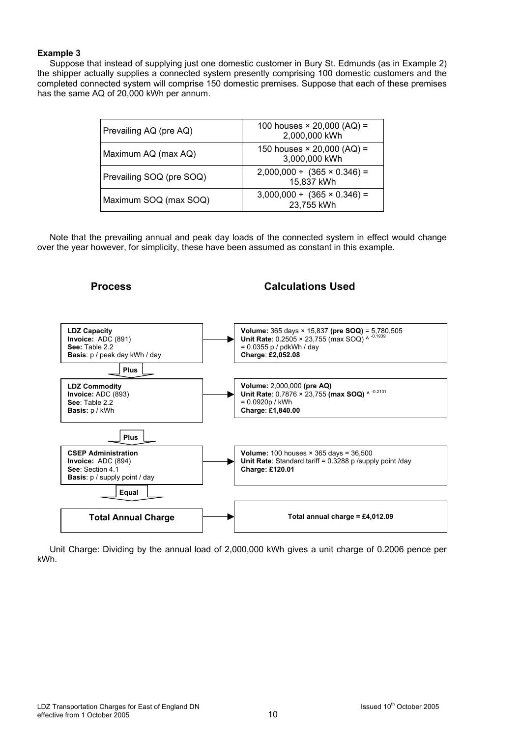**Example 3**

Suppose that instead of supplying just one domestic customer in Bury St. Edmunds (as in Example 2) the shipper actually supplies a connected system presently comprising 100 domestic customers and the completed connected system will comprise 150 domestic premises. Suppose that each of these premises has the same AQ of 20,000 kWh per annum.

| | |
|---|---|
| Prevailing AQ (pre AQ) | 100 houses × 20,000 (AQ) = 2,000,000 kWh |
| Maximum AQ (max AQ) | 150 houses × 20,000 (AQ) = 3,000,000 kWh |
| Prevailing SOQ (pre SOQ) | 2,000,000 ÷ (365 × 0.346) = 15,837 kWh |
| Maximum SOQ (max SOQ) | 3,000,000 ÷ (365 × 0.346) = 23,755 kWh |

Note that the prevailing annual and peak day loads of the connected system in effect would change over the year however, for simplicity, these have been assumed as constant in this example.

| Process | Calculations Used |
|---|---|
| **LDZ Capacity**<br>**Invoice:** ADC (891)<br>**See:** Table 2.2<br>**Basis**: p / peak day kWh / day | **Volume:** 365 days × 15,837 **(pre SOQ)** = 5,780,505<br>**Unit Rate**: 0.2505 × 23,755 (max SOQ) ^ $^{-0.1939}$<br>= 0.0355 p / pdkWh / day<br>**Charge**: **£2,052.08** |
| **Plus** | |
| **LDZ Commodity**<br>**Invoice:** ADC (893)<br>**See:** Table 2.2<br>**Basis:** p / kWh | **Volume:** 2,000,000 **(pre AQ)**<br>**Unit Rate**: 0.7876 × 23,755 **(max SOQ)** ^ $^{-0.2131}$<br>= 0.0920p / kWh<br>**Charge**: **£1,840.00** |
| **Plus** | |
| **CSEP Administration**<br>**Invoice:** ADC (894)<br>**See**: Section 4.1<br>**Basis**: p / supply point / day | **Volume:** 100 houses × 365 days = 36,500<br>**Unit Rate**: Standard tariff = 0.3288 p /supply point /day<br>**Charge: £120.01** |
| **Equal** | |
| **Total Annual Charge** | **Total annual charge = £4,012.09** |

Unit Charge: Dividing by the annual load of 2,000,000 kWh gives a unit charge of 0.2006 pence per kWh.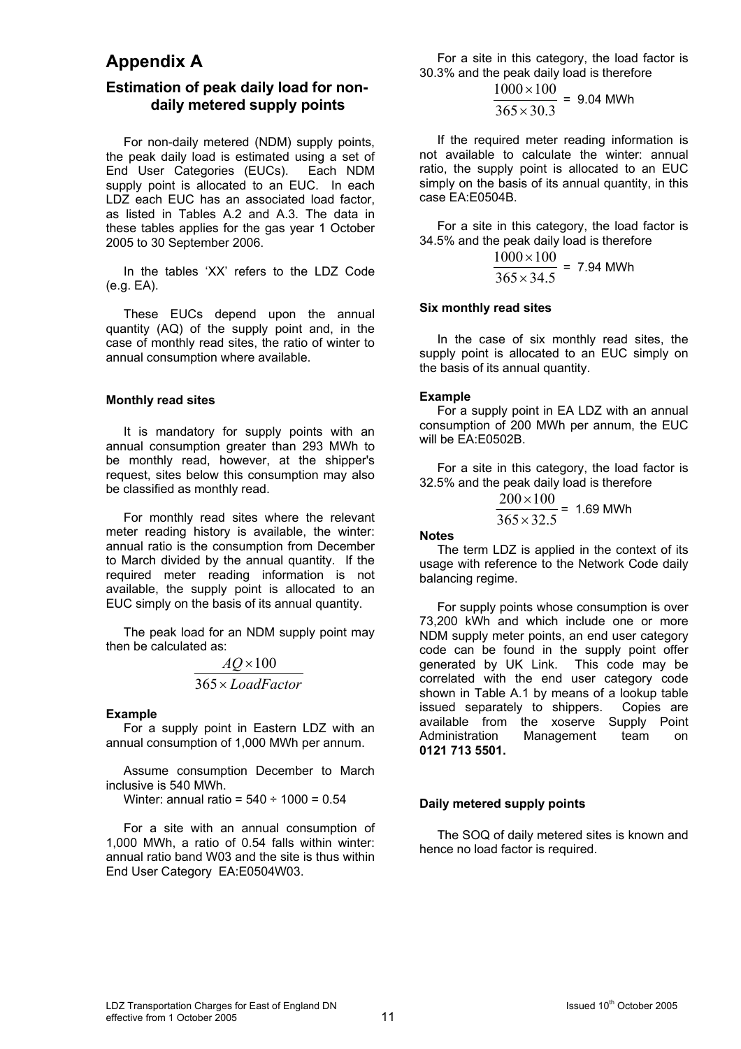# Appendix A

## Estimation of peak daily load for non-daily metered supply points

For non-daily metered (NDM) supply points, the peak daily load is estimated using a set of End User Categories (EUCs). Each NDM supply point is allocated to an EUC. In each LDZ each EUC has an associated load factor, as listed in Tables A.2 and A.3. The data in these tables applies for the gas year 1 October 2005 to 30 September 2006.

In the tables 'XX' refers to the LDZ Code (e.g. EA).

These EUCs depend upon the annual quantity (AQ) of the supply point and, in the case of monthly read sites, the ratio of winter to annual consumption where available.

**Monthly read sites**

It is mandatory for supply points with an annual consumption greater than 293 MWh to be monthly read, however, at the shipper's request, sites below this consumption may also be classified as monthly read.

For monthly read sites where the relevant meter reading history is available, the winter: annual ratio is the consumption from December to March divided by the annual quantity. If the required meter reading information is not available, the supply point is allocated to an EUC simply on the basis of its annual quantity.

The peak load for an NDM supply point may then be calculated as:

$$\frac{AQ \times 100}{365 \times LoadFactor}$$

**Example**

For a supply point in Eastern LDZ with an annual consumption of 1,000 MWh per annum.

Assume consumption December to March inclusive is 540 MWh.

Winter: annual ratio = 540 ÷ 1000 = 0.54

For a site with an annual consumption of 1,000 MWh, a ratio of 0.54 falls within winter: annual ratio band W03 and the site is thus within End User Category EA:E0504W03.

For a site in this category, the load factor is 30.3% and the peak daily load is therefore

$$\frac{1000 \times 100}{365 \times 30.3} = 9.04 \text{ MWh}$$

If the required meter reading information is not available to calculate the winter: annual ratio, the supply point is allocated to an EUC simply on the basis of its annual quantity, in this case EA:E0504B.

For a site in this category, the load factor is 34.5% and the peak daily load is therefore

$$\frac{1000 \times 100}{365 \times 34.5} = 7.94 \text{ MWh}$$

**Six monthly read sites**

In the case of six monthly read sites, the supply point is allocated to an EUC simply on the basis of its annual quantity.

**Example**

For a supply point in EA LDZ with an annual consumption of 200 MWh per annum, the EUC will be EA:E0502B.

For a site in this category, the load factor is 32.5% and the peak daily load is therefore

$$\frac{200 \times 100}{365 \times 32.5} = 1.69 \text{ MWh}$$

**Notes**

The term LDZ is applied in the context of its usage with reference to the Network Code daily balancing regime.

For supply points whose consumption is over 73,200 kWh and which include one or more NDM supply meter points, an end user category code can be found in the supply point offer generated by UK Link. This code may be correlated with the end user category code shown in Table A.1 by means of a lookup table issued separately to shippers. Copies are available from the xoserve Supply Point Administration Management team on **0121 713 5501.**

**Daily metered supply points**

The SOQ of daily metered sites is known and hence no load factor is required.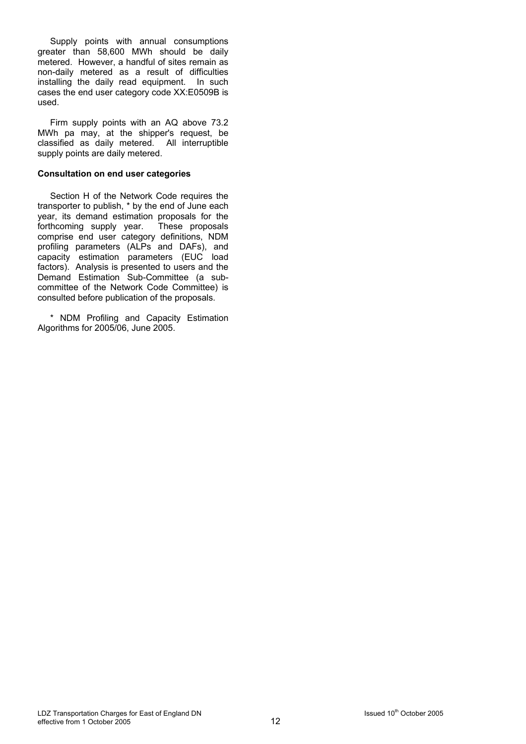Supply points with annual consumptions greater than 58,600 MWh should be daily metered. However, a handful of sites remain as non-daily metered as a result of difficulties installing the daily read equipment. In such cases the end user category code XX:E0509B is used.

Firm supply points with an AQ above 73.2 MWh pa may, at the shipper's request, be classified as daily metered. All interruptible supply points are daily metered.

**Consultation on end user categories**

Section H of the Network Code requires the transporter to publish, * by the end of June each year, its demand estimation proposals for the forthcoming supply year. These proposals comprise end user category definitions, NDM profiling parameters (ALPs and DAFs), and capacity estimation parameters (EUC load factors). Analysis is presented to users and the Demand Estimation Sub-Committee (a sub-committee of the Network Code Committee) is consulted before publication of the proposals.

* NDM Profiling and Capacity Estimation Algorithms for 2005/06, June 2005.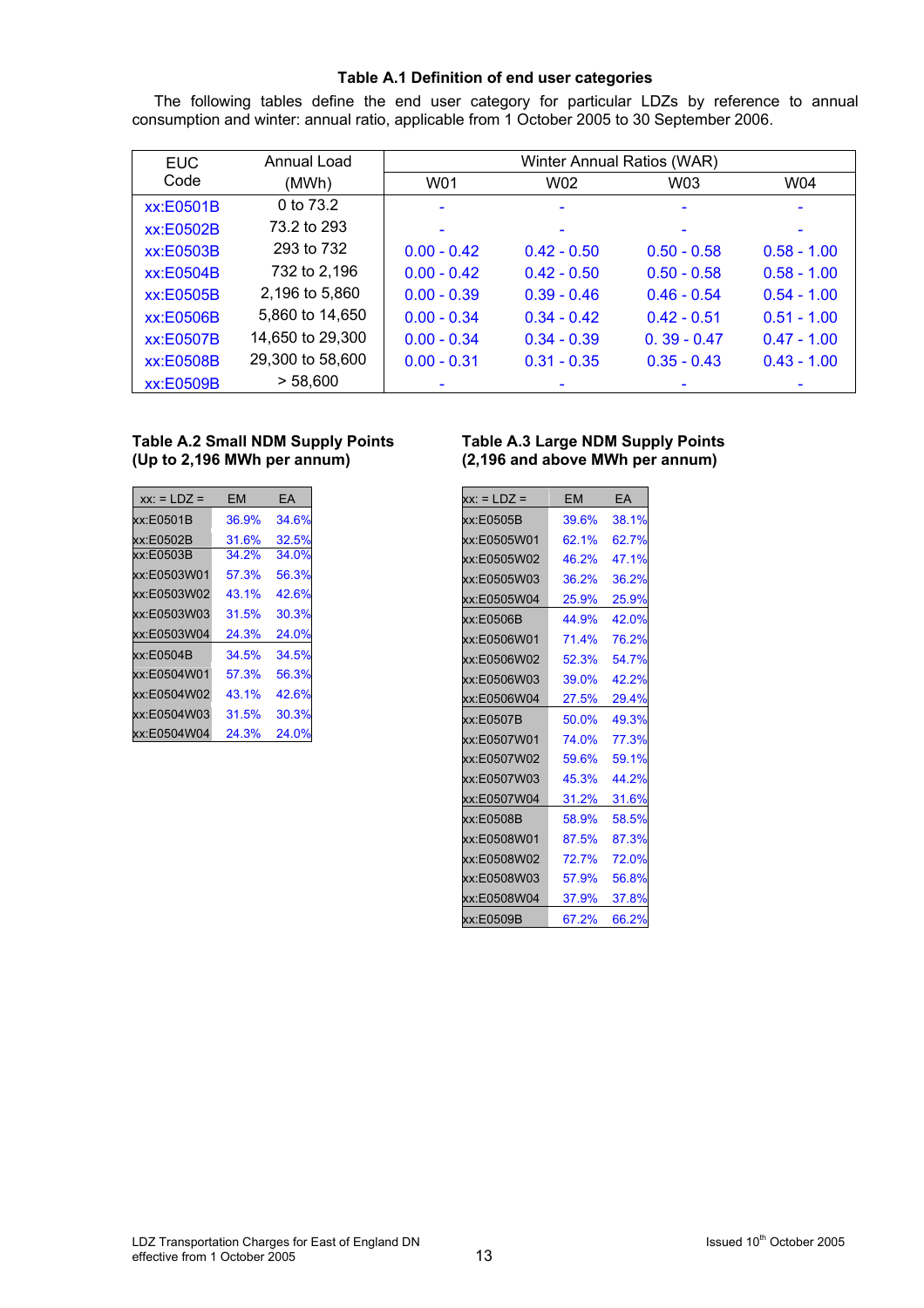### Table A.1 Definition of end user categories

The following tables define the end user category for particular LDZs by reference to annual consumption and winter: annual ratio, applicable from 1 October 2005 to 30 September 2006.

| EUC Code | Annual Load (MWh) | Winter Annual Ratios (WAR) | | | |
|---|---|---|---|---|---|
| | | W01 | W02 | W03 | W04 |
| xx:E0501B | 0 to 73.2 | - | - | - | - |
| xx:E0502B | 73.2 to 293 | - | - | - | - |
| xx:E0503B | 293 to 732 | 0.00 - 0.42 | 0.42 - 0.50 | 0.50 - 0.58 | 0.58 - 1.00 |
| xx:E0504B | 732 to 2,196 | 0.00 - 0.42 | 0.42 - 0.50 | 0.50 - 0.58 | 0.58 - 1.00 |
| xx:E0505B | 2,196 to 5,860 | 0.00 - 0.39 | 0.39 - 0.46 | 0.46 - 0.54 | 0.54 - 1.00 |
| xx:E0506B | 5,860 to 14,650 | 0.00 - 0.34 | 0.34 - 0.42 | 0.42 - 0.51 | 0.51 - 1.00 |
| xx:E0507B | 14,650 to 29,300 | 0.00 - 0.34 | 0.34 - 0.39 | 0. 39 - 0.47 | 0.47 - 1.00 |
| xx:E0508B | 29,300 to 58,600 | 0.00 - 0.31 | 0.31 - 0.35 | 0.35 - 0.43 | 0.43 - 1.00 |
| xx:E0509B | > 58,600 | - | - | - | - |

### Table A.2 Small NDM Supply Points (Up to 2,196 MWh per annum)

| xx: = LDZ = | EM | EA |
|---|---|---|
| xx:E0501B | 36.9% | 34.6% |
| xx:E0502B | 31.6% | 32.5% |
| xx:E0503B | 34.2% | 34.0% |
| xx:E0503W01 | 57.3% | 56.3% |
| xx:E0503W02 | 43.1% | 42.6% |
| xx:E0503W03 | 31.5% | 30.3% |
| xx:E0503W04 | 24.3% | 24.0% |
| xx:E0504B | 34.5% | 34.5% |
| xx:E0504W01 | 57.3% | 56.3% |
| xx:E0504W02 | 43.1% | 42.6% |
| xx:E0504W03 | 31.5% | 30.3% |
| xx:E0504W04 | 24.3% | 24.0% |

### Table A.3 Large NDM Supply Points (2,196 and above MWh per annum)

| xx: = LDZ = | EM | EA |
|---|---|---|
| xx:E0505B | 39.6% | 38.1% |
| xx:E0505W01 | 62.1% | 62.7% |
| xx:E0505W02 | 46.2% | 47.1% |
| xx:E0505W03 | 36.2% | 36.2% |
| xx:E0505W04 | 25.9% | 25.9% |
| xx:E0506B | 44.9% | 42.0% |
| xx:E0506W01 | 71.4% | 76.2% |
| xx:E0506W02 | 52.3% | 54.7% |
| xx:E0506W03 | 39.0% | 42.2% |
| xx:E0506W04 | 27.5% | 29.4% |
| xx:E0507B | 50.0% | 49.3% |
| xx:E0507W01 | 74.0% | 77.3% |
| xx:E0507W02 | 59.6% | 59.1% |
| xx:E0507W03 | 45.3% | 44.2% |
| xx:E0507W04 | 31.2% | 31.6% |
| xx:E0508B | 58.9% | 58.5% |
| xx:E0508W01 | 87.5% | 87.3% |
| xx:E0508W02 | 72.7% | 72.0% |
| xx:E0508W03 | 57.9% | 56.8% |
| xx:E0508W04 | 37.9% | 37.8% |
| xx:E0509B | 67.2% | 66.2% |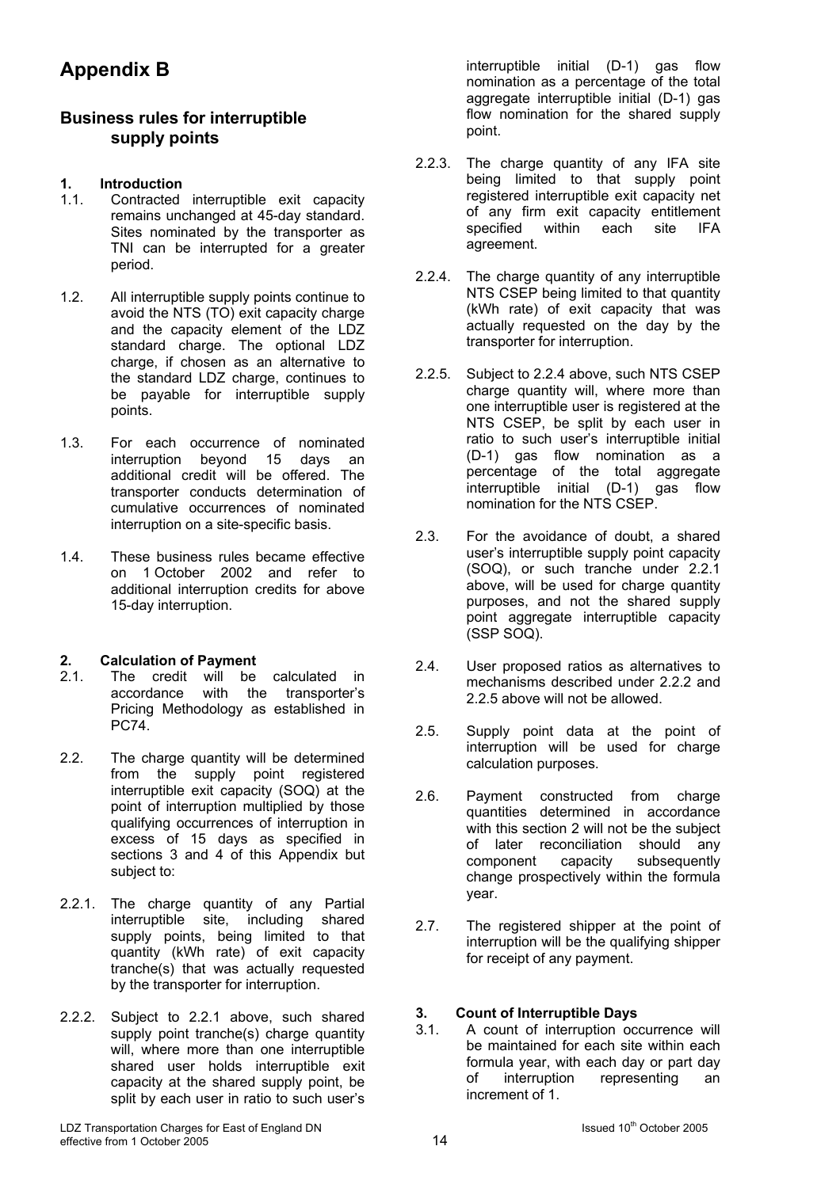# Appendix B

## Business rules for interruptible supply points

### 1. Introduction

1.1. Contracted interruptible exit capacity remains unchanged at 45-day standard. Sites nominated by the transporter as TNI can be interrupted for a greater period.

1.2. All interruptible supply points continue to avoid the NTS (TO) exit capacity charge and the capacity element of the LDZ standard charge. The optional LDZ charge, if chosen as an alternative to the standard LDZ charge, continues to be payable for interruptible supply points.

1.3. For each occurrence of nominated interruption beyond 15 days an additional credit will be offered. The transporter conducts determination of cumulative occurrences of nominated interruption on a site-specific basis.

1.4. These business rules became effective on 1 October 2002 and refer to additional interruption credits for above 15-day interruption.

### 2. Calculation of Payment

2.1. The credit will be calculated in accordance with the transporter's Pricing Methodology as established in PC74.

2.2. The charge quantity will be determined from the supply point registered interruptible exit capacity (SOQ) at the point of interruption multiplied by those qualifying occurrences of interruption in excess of 15 days as specified in sections 3 and 4 of this Appendix but subject to:

2.2.1. The charge quantity of any Partial interruptible site, including shared supply points, being limited to that quantity (kWh rate) of exit capacity tranche(s) that was actually requested by the transporter for interruption.

2.2.2. Subject to 2.2.1 above, such shared supply point tranche(s) charge quantity will, where more than one interruptible shared user holds interruptible exit capacity at the shared supply point, be split by each user in ratio to such user's interruptible initial (D-1) gas flow nomination as a percentage of the total aggregate interruptible initial (D-1) gas flow nomination for the shared supply point.

2.2.3. The charge quantity of any IFA site being limited to that supply point registered interruptible exit capacity net of any firm exit capacity entitlement specified within each site IFA agreement.

2.2.4. The charge quantity of any interruptible NTS CSEP being limited to that quantity (kWh rate) of exit capacity that was actually requested on the day by the transporter for interruption.

2.2.5. Subject to 2.2.4 above, such NTS CSEP charge quantity will, where more than one interruptible user is registered at the NTS CSEP, be split by each user in ratio to such user's interruptible initial (D-1) gas flow nomination as a percentage of the total aggregate interruptible initial (D-1) gas flow nomination for the NTS CSEP.

2.3. For the avoidance of doubt, a shared user's interruptible supply point capacity (SOQ), or such tranche under 2.2.1 above, will be used for charge quantity purposes, and not the shared supply point aggregate interruptible capacity (SSP SOQ).

2.4. User proposed ratios as alternatives to mechanisms described under 2.2.2 and 2.2.5 above will not be allowed.

2.5. Supply point data at the point of interruption will be used for charge calculation purposes.

2.6. Payment constructed from charge quantities determined in accordance with this section 2 will not be the subject of later reconciliation should any component capacity subsequently change prospectively within the formula year.

2.7. The registered shipper at the point of interruption will be the qualifying shipper for receipt of any payment.

### 3. Count of Interruptible Days

3.1. A count of interruption occurrence will be maintained for each site within each formula year, with each day or part day of interruption representing an increment of 1.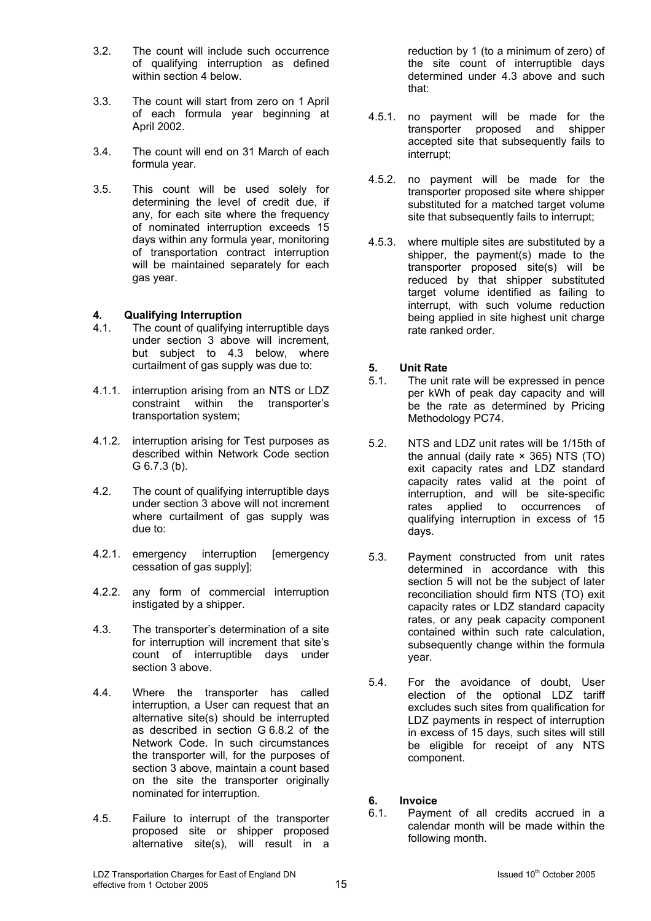3.2. The count will include such occurrence of qualifying interruption as defined within section 4 below.

3.3. The count will start from zero on 1 April of each formula year beginning at April 2002.

3.4. The count will end on 31 March of each formula year.

3.5. This count will be used solely for determining the level of credit due, if any, for each site where the frequency of nominated interruption exceeds 15 days within any formula year, monitoring of transportation contract interruption will be maintained separately for each gas year.

## 4. Qualifying Interruption

4.1. The count of qualifying interruptible days under section 3 above will increment, but subject to 4.3 below, where curtailment of gas supply was due to:

4.1.1. interruption arising from an NTS or LDZ constraint within the transporter's transportation system;

4.1.2. interruption arising for Test purposes as described within Network Code section G 6.7.3 (b).

4.2. The count of qualifying interruptible days under section 3 above will not increment where curtailment of gas supply was due to:

4.2.1. emergency interruption [emergency cessation of gas supply];

4.2.2. any form of commercial interruption instigated by a shipper.

4.3. The transporter's determination of a site for interruption will increment that site's count of interruptible days under section 3 above.

4.4. Where the transporter has called interruption, a User can request that an alternative site(s) should be interrupted as described in section G 6.8.2 of the Network Code. In such circumstances the transporter will, for the purposes of section 3 above, maintain a count based on the site the transporter originally nominated for interruption.

4.5. Failure to interrupt of the transporter proposed site or shipper proposed alternative site(s), will result in a reduction by 1 (to a minimum of zero) of the site count of interruptible days determined under 4.3 above and such that:

4.5.1. no payment will be made for the transporter proposed and shipper accepted site that subsequently fails to interrupt;

4.5.2. no payment will be made for the transporter proposed site where shipper substituted for a matched target volume site that subsequently fails to interrupt;

4.5.3. where multiple sites are substituted by a shipper, the payment(s) made to the transporter proposed site(s) will be reduced by that shipper substituted target volume identified as failing to interrupt, with such volume reduction being applied in site highest unit charge rate ranked order.

## 5. Unit Rate

5.1. The unit rate will be expressed in pence per kWh of peak day capacity and will be the rate as determined by Pricing Methodology PC74.

5.2. NTS and LDZ unit rates will be 1/15th of the annual (daily rate × 365) NTS (TO) exit capacity rates and LDZ standard capacity rates valid at the point of interruption, and will be site-specific rates applied to occurrences of qualifying interruption in excess of 15 days.

5.3. Payment constructed from unit rates determined in accordance with this section 5 will not be the subject of later reconciliation should firm NTS (TO) exit capacity rates or LDZ standard capacity rates, or any peak capacity component contained within such rate calculation, subsequently change within the formula year.

5.4. For the avoidance of doubt, User election of the optional LDZ tariff excludes such sites from qualification for LDZ payments in respect of interruption in excess of 15 days, such sites will still be eligible for receipt of any NTS component.

## 6. Invoice

6.1. Payment of all credits accrued in a calendar month will be made within the following month.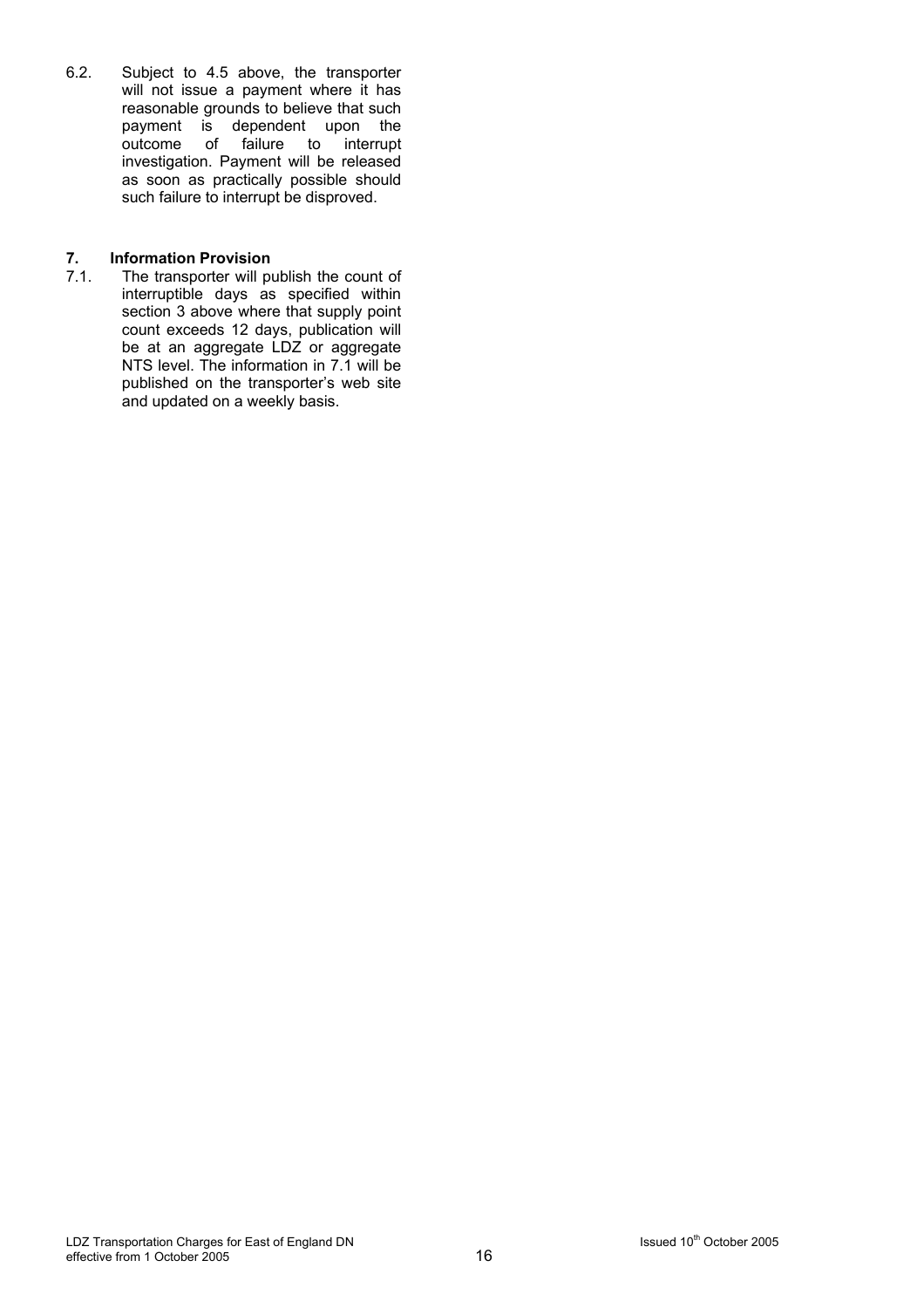6.2. Subject to 4.5 above, the transporter will not issue a payment where it has reasonable grounds to believe that such payment is dependent upon the outcome of failure to interrupt investigation. Payment will be released as soon as practically possible should such failure to interrupt be disproved.

## 7. Information Provision

7.1. The transporter will publish the count of interruptible days as specified within section 3 above where that supply point count exceeds 12 days, publication will be at an aggregate LDZ or aggregate NTS level. The information in 7.1 will be published on the transporter's web site and updated on a weekly basis.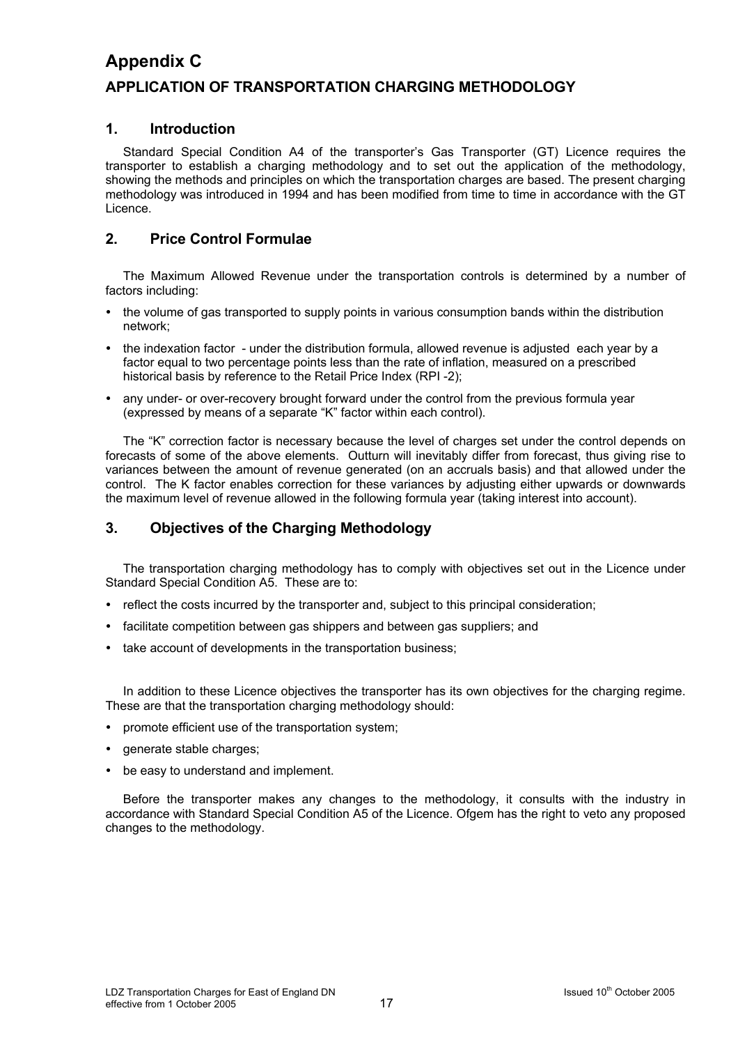# Appendix C

## APPLICATION OF TRANSPORTATION CHARGING METHODOLOGY

### 1. Introduction

Standard Special Condition A4 of the transporter's Gas Transporter (GT) Licence requires the transporter to establish a charging methodology and to set out the application of the methodology, showing the methods and principles on which the transportation charges are based. The present charging methodology was introduced in 1994 and has been modified from time to time in accordance with the GT Licence.

### 2. Price Control Formulae

The Maximum Allowed Revenue under the transportation controls is determined by a number of factors including:

- the volume of gas transported to supply points in various consumption bands within the distribution network;
- the indexation factor - under the distribution formula, allowed revenue is adjusted each year by a factor equal to two percentage points less than the rate of inflation, measured on a prescribed historical basis by reference to the Retail Price Index (RPI -2);
- any under- or over-recovery brought forward under the control from the previous formula year (expressed by means of a separate "K" factor within each control).

The "K" correction factor is necessary because the level of charges set under the control depends on forecasts of some of the above elements. Outturn will inevitably differ from forecast, thus giving rise to variances between the amount of revenue generated (on an accruals basis) and that allowed under the control. The K factor enables correction for these variances by adjusting either upwards or downwards the maximum level of revenue allowed in the following formula year (taking interest into account).

### 3. Objectives of the Charging Methodology

The transportation charging methodology has to comply with objectives set out in the Licence under Standard Special Condition A5. These are to:

- reflect the costs incurred by the transporter and, subject to this principal consideration;
- facilitate competition between gas shippers and between gas suppliers; and
- take account of developments in the transportation business;

In addition to these Licence objectives the transporter has its own objectives for the charging regime. These are that the transportation charging methodology should:

- promote efficient use of the transportation system;
- generate stable charges;
- be easy to understand and implement.

Before the transporter makes any changes to the methodology, it consults with the industry in accordance with Standard Special Condition A5 of the Licence. Ofgem has the right to veto any proposed changes to the methodology.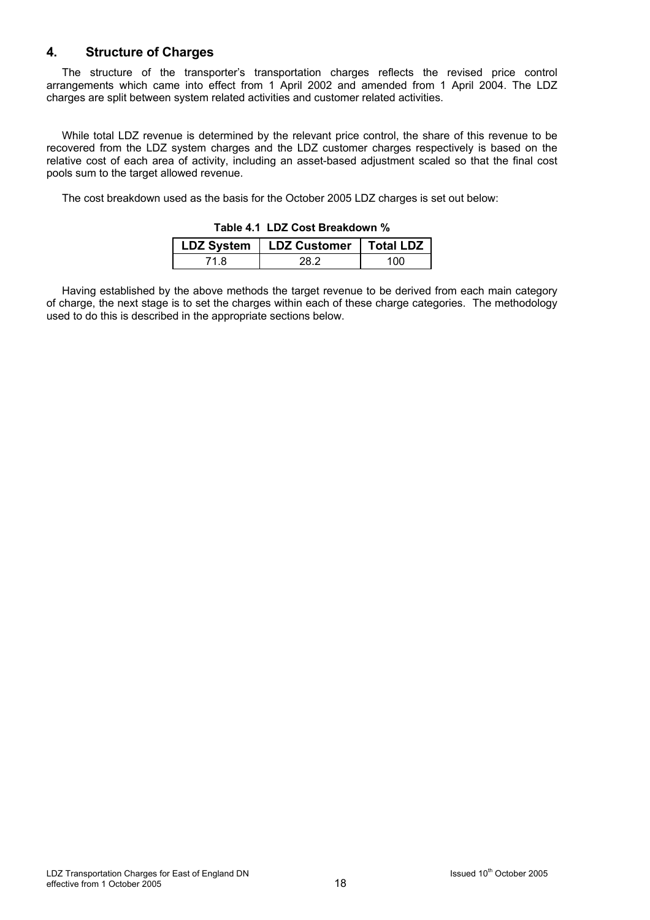## 4. Structure of Charges

The structure of the transporter's transportation charges reflects the revised price control arrangements which came into effect from 1 April 2002 and amended from 1 April 2004. The LDZ charges are split between system related activities and customer related activities.

While total LDZ revenue is determined by the relevant price control, the share of this revenue to be recovered from the LDZ system charges and the LDZ customer charges respectively is based on the relative cost of each area of activity, including an asset-based adjustment scaled so that the final cost pools sum to the target allowed revenue.

The cost breakdown used as the basis for the October 2005 LDZ charges is set out below:

**Table 4.1 LDZ Cost Breakdown %**

| LDZ System | LDZ Customer | Total LDZ |
|---|---|---|
| 71.8 | 28.2 | 100 |

Having established by the above methods the target revenue to be derived from each main category of charge, the next stage is to set the charges within each of these charge categories. The methodology used to do this is described in the appropriate sections below.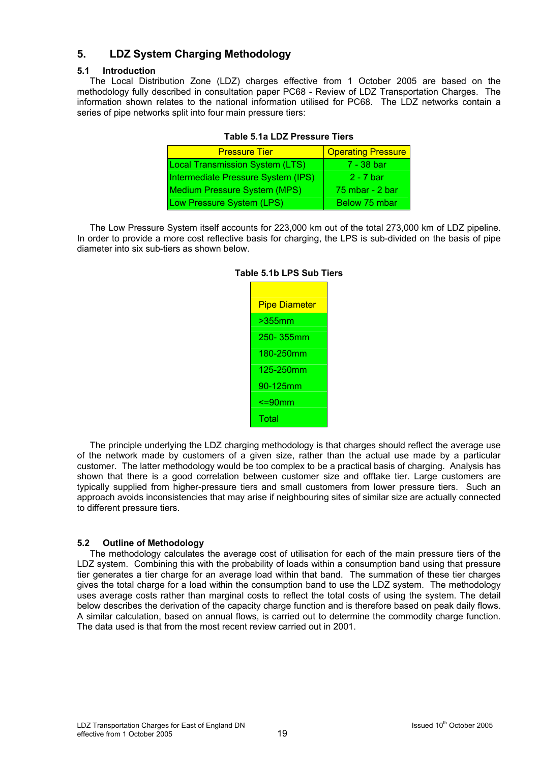## 5. LDZ System Charging Methodology

### 5.1 Introduction

The Local Distribution Zone (LDZ) charges effective from 1 October 2005 are based on the methodology fully described in consultation paper PC68 - Review of LDZ Transportation Charges. The information shown relates to the national information utilised for PC68. The LDZ networks contain a series of pipe networks split into four main pressure tiers:

**Table 5.1a LDZ Pressure Tiers**

| Pressure Tier | Operating Pressure |
|---|---|
| Local Transmission System (LTS) | 7 - 38 bar |
| Intermediate Pressure System (IPS) | 2 - 7 bar |
| Medium Pressure System (MPS) | 75 mbar - 2 bar |
| Low Pressure System (LPS) | Below 75 mbar |

The Low Pressure System itself accounts for 223,000 km out of the total 273,000 km of LDZ pipeline. In order to provide a more cost reflective basis for charging, the LPS is sub-divided on the basis of pipe diameter into six sub-tiers as shown below.

**Table 5.1b LPS Sub Tiers**

| Pipe Diameter |
|---|
| >355mm |
| 250- 355mm |
| 180-250mm |
| 125-250mm |
| 90-125mm |
| <=90mm |
| Total |

The principle underlying the LDZ charging methodology is that charges should reflect the average use of the network made by customers of a given size, rather than the actual use made by a particular customer. The latter methodology would be too complex to be a practical basis of charging. Analysis has shown that there is a good correlation between customer size and offtake tier. Large customers are typically supplied from higher-pressure tiers and small customers from lower pressure tiers. Such an approach avoids inconsistencies that may arise if neighbouring sites of similar size are actually connected to different pressure tiers.

### 5.2 Outline of Methodology

The methodology calculates the average cost of utilisation for each of the main pressure tiers of the LDZ system. Combining this with the probability of loads within a consumption band using that pressure tier generates a tier charge for an average load within that band. The summation of these tier charges gives the total charge for a load within the consumption band to use the LDZ system. The methodology uses average costs rather than marginal costs to reflect the total costs of using the system. The detail below describes the derivation of the capacity charge function and is therefore based on peak daily flows. A similar calculation, based on annual flows, is carried out to determine the commodity charge function. The data used is that from the most recent review carried out in 2001.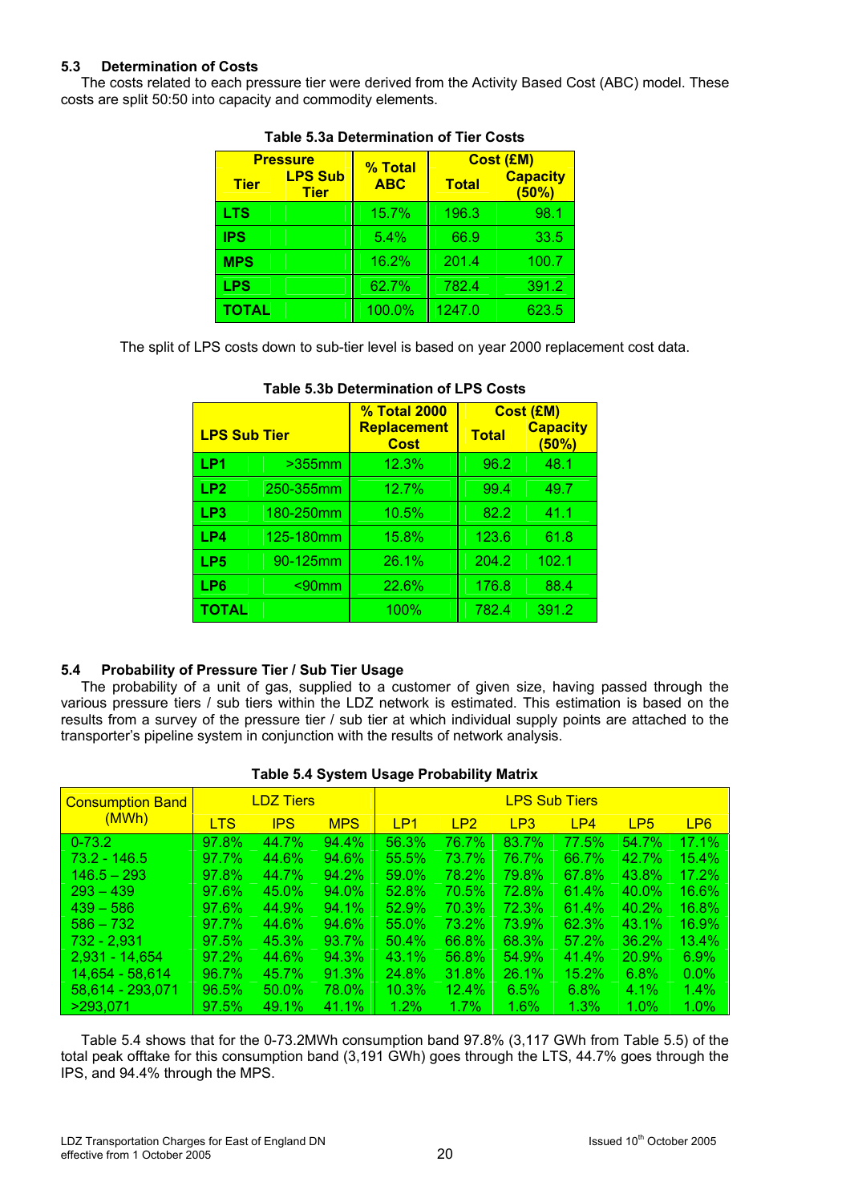### 5.3 Determination of Costs

The costs related to each pressure tier were derived from the Activity Based Cost (ABC) model. These costs are split 50:50 into capacity and commodity elements.

**Table 5.3a Determination of Tier Costs**

| Pressure | | % Total ABC | Cost (£M) | |
|---|---|---|---|---|
| Tier | LPS Sub Tier | | Total | Capacity (50%) |
| LTS | | 15.7% | 196.3 | 98.1 |
| IPS | | 5.4% | 66.9 | 33.5 |
| MPS | | 16.2% | 201.4 | 100.7 |
| LPS | | 62.7% | 782.4 | 391.2 |
| TOTAL | | 100.0% | 1247.0 | 623.5 |

The split of LPS costs down to sub-tier level is based on year 2000 replacement cost data.

**Table 5.3b Determination of LPS Costs**

| LPS Sub Tier | | % Total 2000 Replacement Cost | Cost (£M) | |
|---|---|---|---|---|
| | | | Total | Capacity (50%) |
| LP1 | >355mm | 12.3% | 96.2 | 48.1 |
| LP2 | 250-355mm | 12.7% | 99.4 | 49.7 |
| LP3 | 180-250mm | 10.5% | 82.2 | 41.1 |
| LP4 | 125-180mm | 15.8% | 123.6 | 61.8 |
| LP5 | 90-125mm | 26.1% | 204.2 | 102.1 |
| LP6 | <90mm | 22.6% | 176.8 | 88.4 |
| TOTAL | | 100% | 782.4 | 391.2 |

### 5.4 Probability of Pressure Tier / Sub Tier Usage

The probability of a unit of gas, supplied to a customer of given size, having passed through the various pressure tiers / sub tiers within the LDZ network is estimated. This estimation is based on the results from a survey of the pressure tier / sub tier at which individual supply points are attached to the transporter's pipeline system in conjunction with the results of network analysis.

**Table 5.4 System Usage Probability Matrix**

| Consumption Band (MWh) | LDZ Tiers | | | LPS Sub Tiers | | | | | |
|---|---|---|---|---|---|---|---|---|---|
| | LTS | IPS | MPS | LP1 | LP2 | LP3 | LP4 | LP5 | LP6 |
| 0-73.2 | 97.8% | 44.7% | 94.4% | 56.3% | 76.7% | 83.7% | 77.5% | 54.7% | 17.1% |
| 73.2 - 146.5 | 97.7% | 44.6% | 94.6% | 55.5% | 73.7% | 76.7% | 66.7% | 42.7% | 15.4% |
| 146.5 – 293 | 97.8% | 44.7% | 94.2% | 59.0% | 78.2% | 79.8% | 67.8% | 43.8% | 17.2% |
| 293 – 439 | 97.6% | 45.0% | 94.0% | 52.8% | 70.5% | 72.8% | 61.4% | 40.0% | 16.6% |
| 439 – 586 | 97.6% | 44.9% | 94.1% | 52.9% | 70.3% | 72.3% | 61.4% | 40.2% | 16.8% |
| 586 – 732 | 97.7% | 44.6% | 94.6% | 55.0% | 73.2% | 73.9% | 62.3% | 43.1% | 16.9% |
| 732 - 2,931 | 97.5% | 45.3% | 93.7% | 50.4% | 66.8% | 68.3% | 57.2% | 36.2% | 13.4% |
| 2,931 - 14,654 | 97.2% | 44.6% | 94.3% | 43.1% | 56.8% | 54.9% | 41.4% | 20.9% | 6.9% |
| 14,654 - 58,614 | 96.7% | 45.7% | 91.3% | 24.8% | 31.8% | 26.1% | 15.2% | 6.8% | 0.0% |
| 58,614 - 293,071 | 96.5% | 50.0% | 78.0% | 10.3% | 12.4% | 6.5% | 6.8% | 4.1% | 1.4% |
| >293,071 | 97.5% | 49.1% | 41.1% | 1.2% | 1.7% | 1.6% | 1.3% | 1.0% | 1.0% |

Table 5.4 shows that for the 0-73.2MWh consumption band 97.8% (3,117 GWh from Table 5.5) of the total peak offtake for this consumption band (3,191 GWh) goes through the LTS, 44.7% goes through the IPS, and 94.4% through the MPS.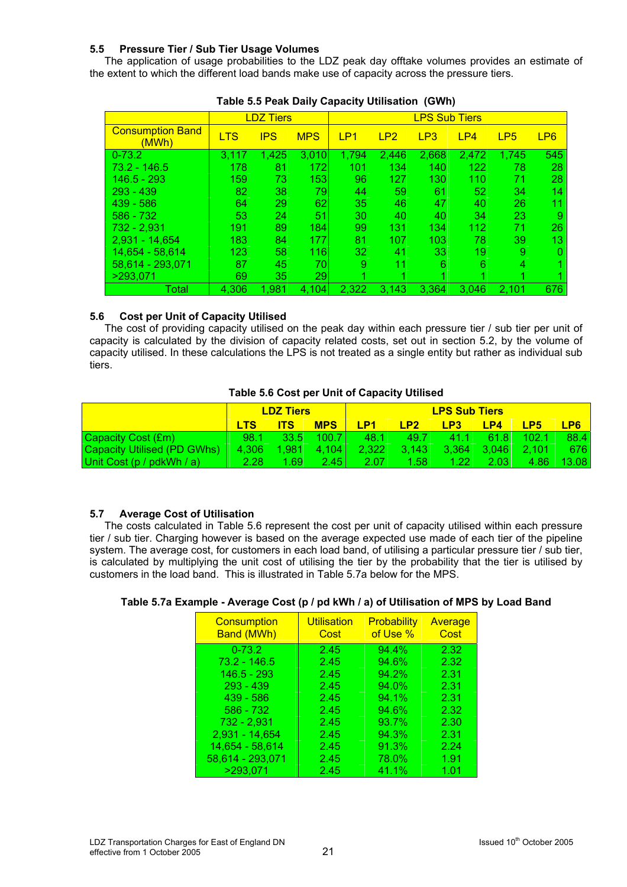### 5.5 Pressure Tier / Sub Tier Usage Volumes

The application of usage probabilities to the LDZ peak day offtake volumes provides an estimate of the extent to which the different load bands make use of capacity across the pressure tiers.

**Table 5.5 Peak Daily Capacity Utilisation (GWh)**

| | LDZ Tiers | | | LPS Sub Tiers | | | | | |
|---|---|---|---|---|---|---|---|---|---|
| Consumption Band (MWh) | LTS | IPS | MPS | LP1 | LP2 | LP3 | LP4 | LP5 | LP6 |
| 0-73.2 | 3,117 | 1,425 | 3,010 | 1,794 | 2,446 | 2,668 | 2,472 | 1,745 | 545 |
| 73.2 - 146.5 | 178 | 81 | 172 | 101 | 134 | 140 | 122 | 78 | 28 |
| 146.5 - 293 | 159 | 73 | 153 | 96 | 127 | 130 | 110 | 71 | 28 |
| 293 - 439 | 82 | 38 | 79 | 44 | 59 | 61 | 52 | 34 | 14 |
| 439 - 586 | 64 | 29 | 62 | 35 | 46 | 47 | 40 | 26 | 11 |
| 586 - 732 | 53 | 24 | 51 | 30 | 40 | 40 | 34 | 23 | 9 |
| 732 - 2,931 | 191 | 89 | 184 | 99 | 131 | 134 | 112 | 71 | 26 |
| 2,931 - 14,654 | 183 | 84 | 177 | 81 | 107 | 103 | 78 | 39 | 13 |
| 14,654 - 58,614 | 123 | 58 | 116 | 32 | 41 | 33 | 19 | 9 | 0 |
| 58,614 - 293,071 | 87 | 45 | 70 | 9 | 11 | 6 | 6 | 4 | 1 |
| >293,071 | 69 | 35 | 29 | 1 | 1 | 1 | 1 | 1 | 1 |
| Total | 4,306 | 1,981 | 4,104 | 2,322 | 3,143 | 3,364 | 3,046 | 2,101 | 676 |

### 5.6 Cost per Unit of Capacity Utilised

The cost of providing capacity utilised on the peak day within each pressure tier / sub tier per unit of capacity is calculated by the division of capacity related costs, set out in section 5.2, by the volume of capacity utilised. In these calculations the LPS is not treated as a single entity but rather as individual sub tiers.

**Table 5.6 Cost per Unit of Capacity Utilised**

| | LDZ Tiers | | | LPS Sub Tiers | | | | | |
|---|---|---|---|---|---|---|---|---|---|
| | LTS | ITS | MPS | LP1 | LP2 | LP3 | LP4 | LP5 | LP6 |
| Capacity Cost (£m) | 98.1 | 33.5 | 100.7 | 48.1 | 49.7 | 41.1 | 61.8 | 102.1 | 88.4 |
| Capacity Utilised (PD GWhs) | 4,306 | 1,981 | 4,104 | 2,322 | 3,143 | 3,364 | 3,046 | 2,101 | 676 |
| Unit Cost (p / pdkWh / a) | 2.28 | 1.69 | 2.45 | 2.07 | 1.58 | 1.22 | 2.03 | 4.86 | 13.08 |

### 5.7 Average Cost of Utilisation

The costs calculated in Table 5.6 represent the cost per unit of capacity utilised within each pressure tier / sub tier. Charging however is based on the average expected use made of each tier of the pipeline system. The average cost, for customers in each load band, of utilising a particular pressure tier / sub tier, is calculated by multiplying the unit cost of utilising the tier by the probability that the tier is utilised by customers in the load band. This is illustrated in Table 5.7a below for the MPS.

**Table 5.7a Example - Average Cost (p / pd kWh / a) of Utilisation of MPS by Load Band**

| Consumption Band (MWh) | Utilisation Cost | Probability of Use % | Average Cost |
|---|---|---|---|
| 0-73.2 | 2.45 | 94.4% | 2.32 |
| 73.2 - 146.5 | 2.45 | 94.6% | 2.32 |
| 146.5 - 293 | 2.45 | 94.2% | 2.31 |
| 293 - 439 | 2.45 | 94.0% | 2.31 |
| 439 - 586 | 2.45 | 94.1% | 2.31 |
| 586 - 732 | 2.45 | 94.6% | 2.32 |
| 732 - 2,931 | 2.45 | 93.7% | 2.30 |
| 2,931 - 14,654 | 2.45 | 94.3% | 2.31 |
| 14,654 - 58,614 | 2.45 | 91.3% | 2.24 |
| 58,614 - 293,071 | 2.45 | 78.0% | 1.91 |
| >293,071 | 2.45 | 41.1% | 1.01 |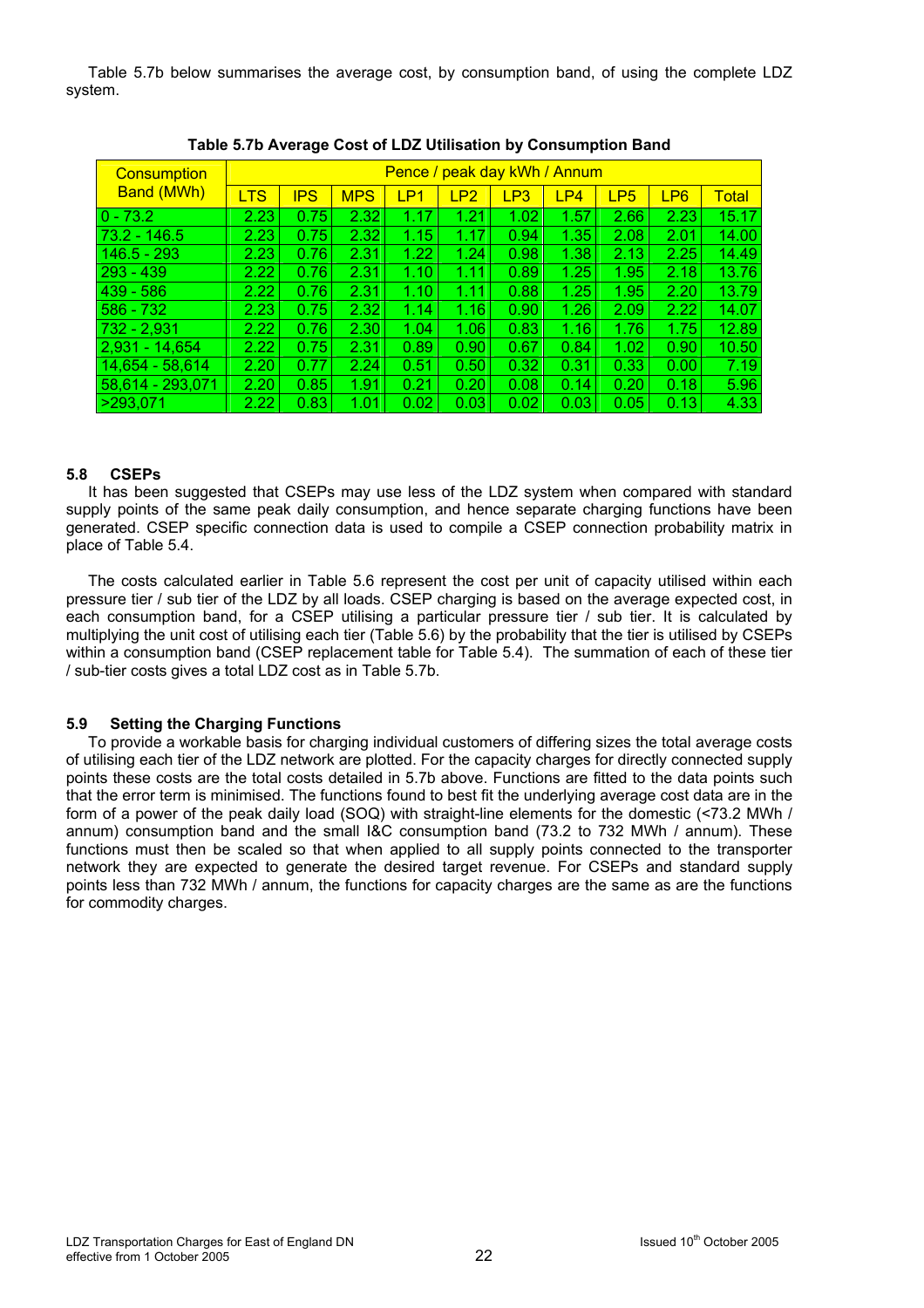Table 5.7b below summarises the average cost, by consumption band, of using the complete LDZ system.

**Table 5.7b Average Cost of LDZ Utilisation by Consumption Band**

| Consumption Band (MWh) | Pence / peak day kWh / Annum | | | | | | | | | |
|---|---|---|---|---|---|---|---|---|---|---|
| | LTS | IPS | MPS | LP1 | LP2 | LP3 | LP4 | LP5 | LP6 | Total |
| 0 - 73.2 | 2.23 | 0.75 | 2.32 | 1.17 | 1.21 | 1.02 | 1.57 | 2.66 | 2.23 | 15.17 |
| 73.2 - 146.5 | 2.23 | 0.75 | 2.32 | 1.15 | 1.17 | 0.94 | 1.35 | 2.08 | 2.01 | 14.00 |
| 146.5 - 293 | 2.23 | 0.76 | 2.31 | 1.22 | 1.24 | 0.98 | 1.38 | 2.13 | 2.25 | 14.49 |
| 293 - 439 | 2.22 | 0.76 | 2.31 | 1.10 | 1.11 | 0.89 | 1.25 | 1.95 | 2.18 | 13.76 |
| 439 - 586 | 2.22 | 0.76 | 2.31 | 1.10 | 1.11 | 0.88 | 1.25 | 1.95 | 2.20 | 13.79 |
| 586 - 732 | 2.23 | 0.75 | 2.32 | 1.14 | 1.16 | 0.90 | 1.26 | 2.09 | 2.22 | 14.07 |
| 732 - 2,931 | 2.22 | 0.76 | 2.30 | 1.04 | 1.06 | 0.83 | 1.16 | 1.76 | 1.75 | 12.89 |
| 2,931 - 14,654 | 2.22 | 0.75 | 2.31 | 0.89 | 0.90 | 0.67 | 0.84 | 1.02 | 0.90 | 10.50 |
| 14,654 - 58,614 | 2.20 | 0.77 | 2.24 | 0.51 | 0.50 | 0.32 | 0.31 | 0.33 | 0.00 | 7.19 |
| 58,614 - 293,071 | 2.20 | 0.85 | 1.91 | 0.21 | 0.20 | 0.08 | 0.14 | 0.20 | 0.18 | 5.96 |
| >293,071 | 2.22 | 0.83 | 1.01 | 0.02 | 0.03 | 0.02 | 0.03 | 0.05 | 0.13 | 4.33 |

### 5.8 CSEPs

It has been suggested that CSEPs may use less of the LDZ system when compared with standard supply points of the same peak daily consumption, and hence separate charging functions have been generated. CSEP specific connection data is used to compile a CSEP connection probability matrix in place of Table 5.4.

The costs calculated earlier in Table 5.6 represent the cost per unit of capacity utilised within each pressure tier / sub tier of the LDZ by all loads. CSEP charging is based on the average expected cost, in each consumption band, for a CSEP utilising a particular pressure tier / sub tier. It is calculated by multiplying the unit cost of utilising each tier (Table 5.6) by the probability that the tier is utilised by CSEPs within a consumption band (CSEP replacement table for Table 5.4). The summation of each of these tier / sub-tier costs gives a total LDZ cost as in Table 5.7b.

### 5.9 Setting the Charging Functions

To provide a workable basis for charging individual customers of differing sizes the total average costs of utilising each tier of the LDZ network are plotted. For the capacity charges for directly connected supply points these costs are the total costs detailed in 5.7b above. Functions are fitted to the data points such that the error term is minimised. The functions found to best fit the underlying average cost data are in the form of a power of the peak daily load (SOQ) with straight-line elements for the domestic (<73.2 MWh / annum) consumption band and the small I&C consumption band (73.2 to 732 MWh / annum). These functions must then be scaled so that when applied to all supply points connected to the transporter network they are expected to generate the desired target revenue. For CSEPs and standard supply points less than 732 MWh / annum, the functions for capacity charges are the same as are the functions for commodity charges.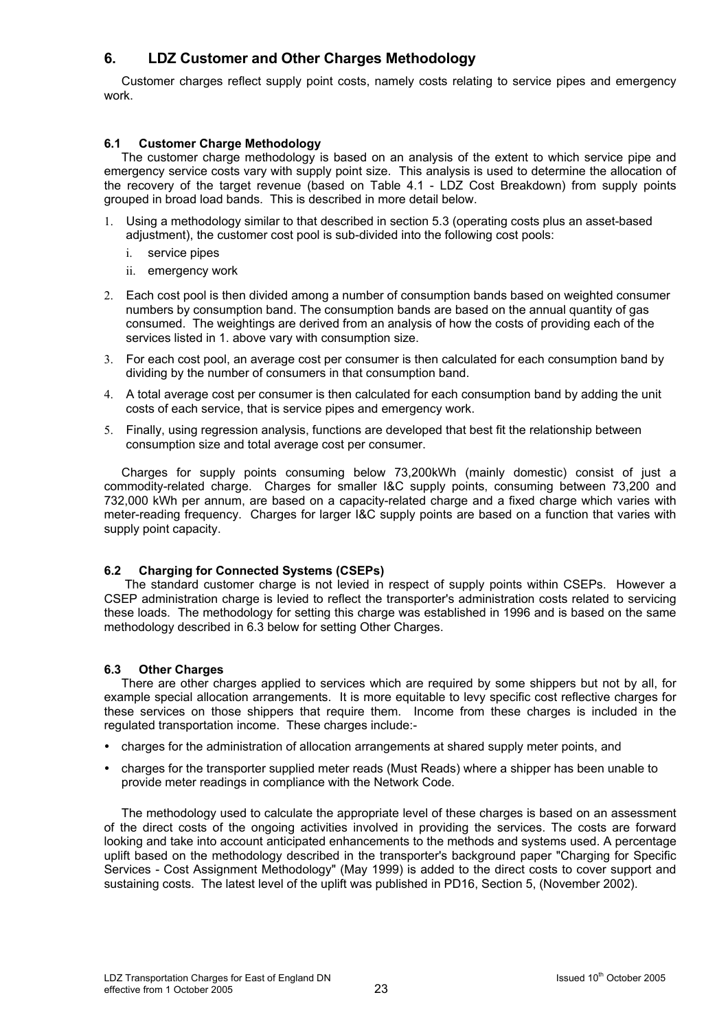## 6. LDZ Customer and Other Charges Methodology

Customer charges reflect supply point costs, namely costs relating to service pipes and emergency work.

### 6.1 Customer Charge Methodology

The customer charge methodology is based on an analysis of the extent to which service pipe and emergency service costs vary with supply point size. This analysis is used to determine the allocation of the recovery of the target revenue (based on Table 4.1 - LDZ Cost Breakdown) from supply points grouped in broad load bands. This is described in more detail below.

1. Using a methodology similar to that described in section 5.3 (operating costs plus an asset-based adjustment), the customer cost pool is sub-divided into the following cost pools:
   i. service pipes
   ii. emergency work
2. Each cost pool is then divided among a number of consumption bands based on weighted consumer numbers by consumption band. The consumption bands are based on the annual quantity of gas consumed. The weightings are derived from an analysis of how the costs of providing each of the services listed in 1. above vary with consumption size.
3. For each cost pool, an average cost per consumer is then calculated for each consumption band by dividing by the number of consumers in that consumption band.
4. A total average cost per consumer is then calculated for each consumption band by adding the unit costs of each service, that is service pipes and emergency work.
5. Finally, using regression analysis, functions are developed that best fit the relationship between consumption size and total average cost per consumer.

Charges for supply points consuming below 73,200kWh (mainly domestic) consist of just a commodity-related charge. Charges for smaller I&C supply points, consuming between 73,200 and 732,000 kWh per annum, are based on a capacity-related charge and a fixed charge which varies with meter-reading frequency. Charges for larger I&C supply points are based on a function that varies with supply point capacity.

### 6.2 Charging for Connected Systems (CSEPs)

The standard customer charge is not levied in respect of supply points within CSEPs. However a CSEP administration charge is levied to reflect the transporter's administration costs related to servicing these loads. The methodology for setting this charge was established in 1996 and is based on the same methodology described in 6.3 below for setting Other Charges.

### 6.3 Other Charges

There are other charges applied to services which are required by some shippers but not by all, for example special allocation arrangements. It is more equitable to levy specific cost reflective charges for these services on those shippers that require them. Income from these charges is included in the regulated transportation income. These charges include:-

- charges for the administration of allocation arrangements at shared supply meter points, and
- charges for the transporter supplied meter reads (Must Reads) where a shipper has been unable to provide meter readings in compliance with the Network Code.

The methodology used to calculate the appropriate level of these charges is based on an assessment of the direct costs of the ongoing activities involved in providing the services. The costs are forward looking and take into account anticipated enhancements to the methods and systems used. A percentage uplift based on the methodology described in the transporter's background paper "Charging for Specific Services - Cost Assignment Methodology" (May 1999) is added to the direct costs to cover support and sustaining costs. The latest level of the uplift was published in PD16, Section 5, (November 2002).